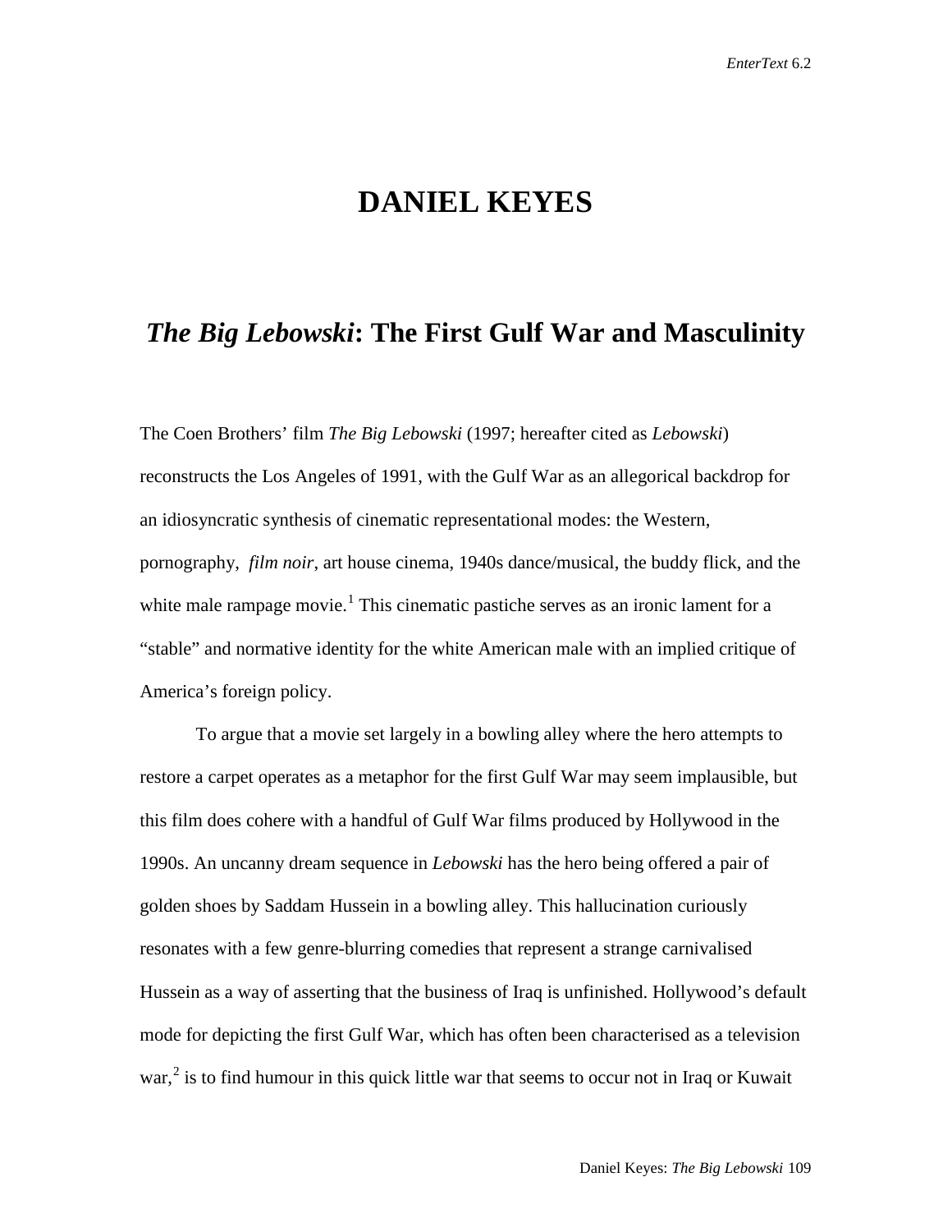# DANIEL KEYES

## *The Big Lebowski*: The First Gulf War and Masculinity

The Coen Brothers' film *The Big Lebowski* (1997; hereafter cited as *Lebowski*) reconstructs the Los Angeles of 1991, with the Gulf War as an allegorical backdrop for an idiosyncratic synthesis of cinematic representational modes: the Western, pornography, *film noir*, art house cinema, 1940s dance/musical, the buddy flick, and the white male rampage movie.[1] This cinematic pastiche serves as an ironic lament for a "stable" and normative identity for the white American male with an implied critique of America's foreign policy.

To argue that a movie set largely in a bowling alley where the hero attempts to restore a carpet operates as a metaphor for the first Gulf War may seem implausible, but this film does cohere with a handful of Gulf War films produced by Hollywood in the 1990s. An uncanny dream sequence in *Lebowski* has the hero being offered a pair of golden shoes by Saddam Hussein in a bowling alley. This hallucination curiously resonates with a few genre-blurring comedies that represent a strange carnivalised Hussein as a way of asserting that the business of Iraq is unfinished. Hollywood's default mode for depicting the first Gulf War, which has often been characterised as a television war,[2] is to find humour in this quick little war that seems to occur not in Iraq or Kuwait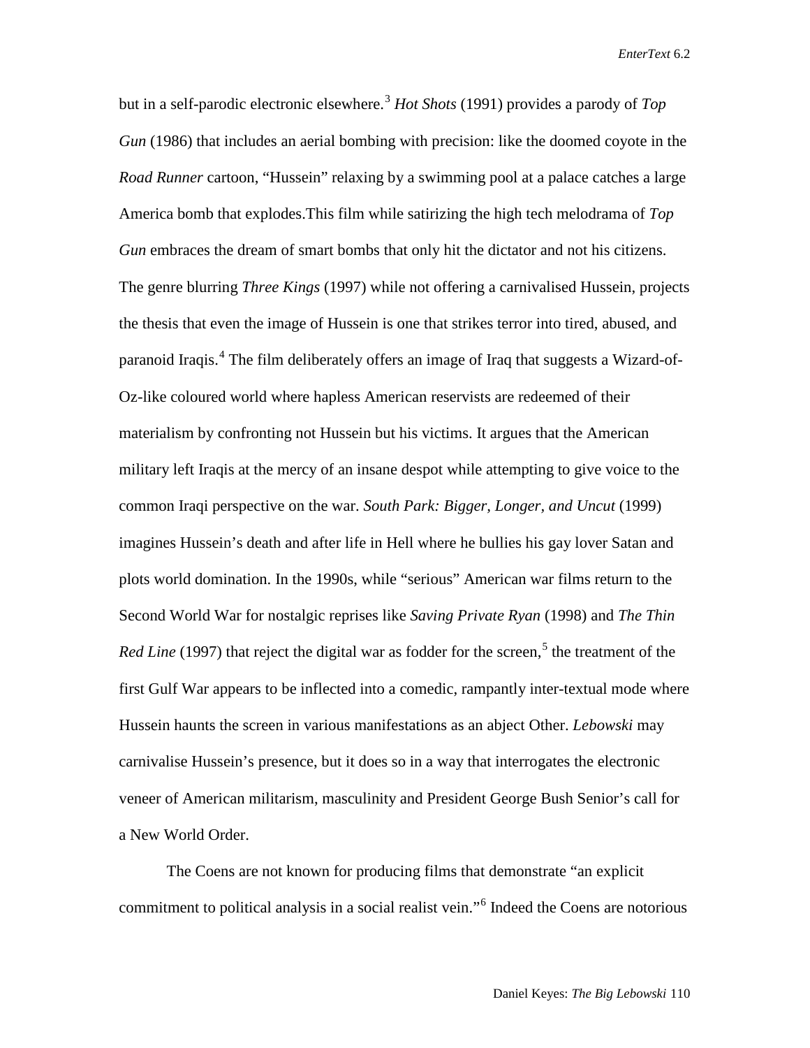but in a self-parodic electronic elsewhere.[3] *Hot Shots* (1991) provides a parody of *Top Gun* (1986) that includes an aerial bombing with precision: like the doomed coyote in the *Road Runner* cartoon, "Hussein" relaxing by a swimming pool at a palace catches a large America bomb that explodes.This film while satirizing the high tech melodrama of *Top Gun* embraces the dream of smart bombs that only hit the dictator and not his citizens. The genre blurring *Three Kings* (1997) while not offering a carnivalised Hussein, projects the thesis that even the image of Hussein is one that strikes terror into tired, abused, and paranoid Iraqis.[4] The film deliberately offers an image of Iraq that suggests a Wizard-of-Oz-like coloured world where hapless American reservists are redeemed of their materialism by confronting not Hussein but his victims. It argues that the American military left Iraqis at the mercy of an insane despot while attempting to give voice to the common Iraqi perspective on the war. *South Park: Bigger, Longer, and Uncut* (1999) imagines Hussein's death and after life in Hell where he bullies his gay lover Satan and plots world domination. In the 1990s, while "serious" American war films return to the Second World War for nostalgic reprises like *Saving Private Ryan* (1998) and *The Thin Red Line* (1997) that reject the digital war as fodder for the screen,[5] the treatment of the first Gulf War appears to be inflected into a comedic, rampantly inter-textual mode where Hussein haunts the screen in various manifestations as an abject Other. *Lebowski* may carnivalise Hussein's presence, but it does so in a way that interrogates the electronic veneer of American militarism, masculinity and President George Bush Senior's call for a New World Order.

The Coens are not known for producing films that demonstrate "an explicit commitment to political analysis in a social realist vein."[6] Indeed the Coens are notorious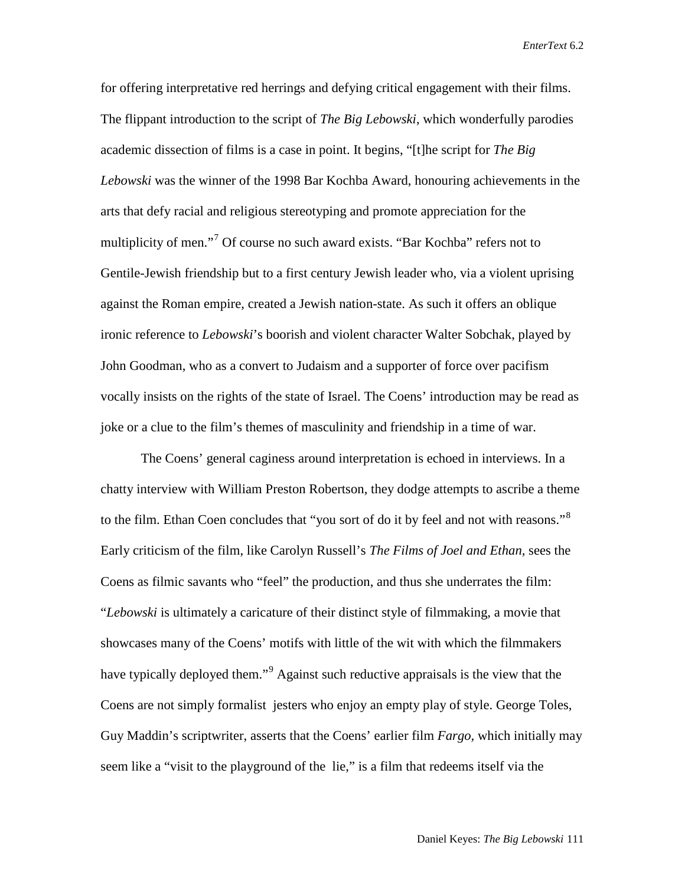for offering interpretative red herrings and defying critical engagement with their films. The flippant introduction to the script of *The Big Lebowski*, which wonderfully parodies academic dissection of films is a case in point. It begins, "[t]he script for *The Big Lebowski* was the winner of the 1998 Bar Kochba Award, honouring achievements in the arts that defy racial and religious stereotyping and promote appreciation for the multiplicity of men."[7] Of course no such award exists. "Bar Kochba" refers not to Gentile-Jewish friendship but to a first century Jewish leader who, via a violent uprising against the Roman empire, created a Jewish nation-state. As such it offers an oblique ironic reference to *Lebowski*'s boorish and violent character Walter Sobchak, played by John Goodman, who as a convert to Judaism and a supporter of force over pacifism vocally insists on the rights of the state of Israel. The Coens' introduction may be read as joke or a clue to the film's themes of masculinity and friendship in a time of war.

The Coens' general caginess around interpretation is echoed in interviews. In a chatty interview with William Preston Robertson, they dodge attempts to ascribe a theme to the film. Ethan Coen concludes that "you sort of do it by feel and not with reasons."[8] Early criticism of the film, like Carolyn Russell's *The Films of Joel and Ethan*, sees the Coens as filmic savants who "feel" the production, and thus she underrates the film: "*Lebowski* is ultimately a caricature of their distinct style of filmmaking, a movie that showcases many of the Coens' motifs with little of the wit with which the filmmakers have typically deployed them."[9] Against such reductive appraisals is the view that the Coens are not simply formalist jesters who enjoy an empty play of style. George Toles, Guy Maddin's scriptwriter, asserts that the Coens' earlier film *Fargo*, which initially may seem like a "visit to the playground of the lie," is a film that redeems itself via the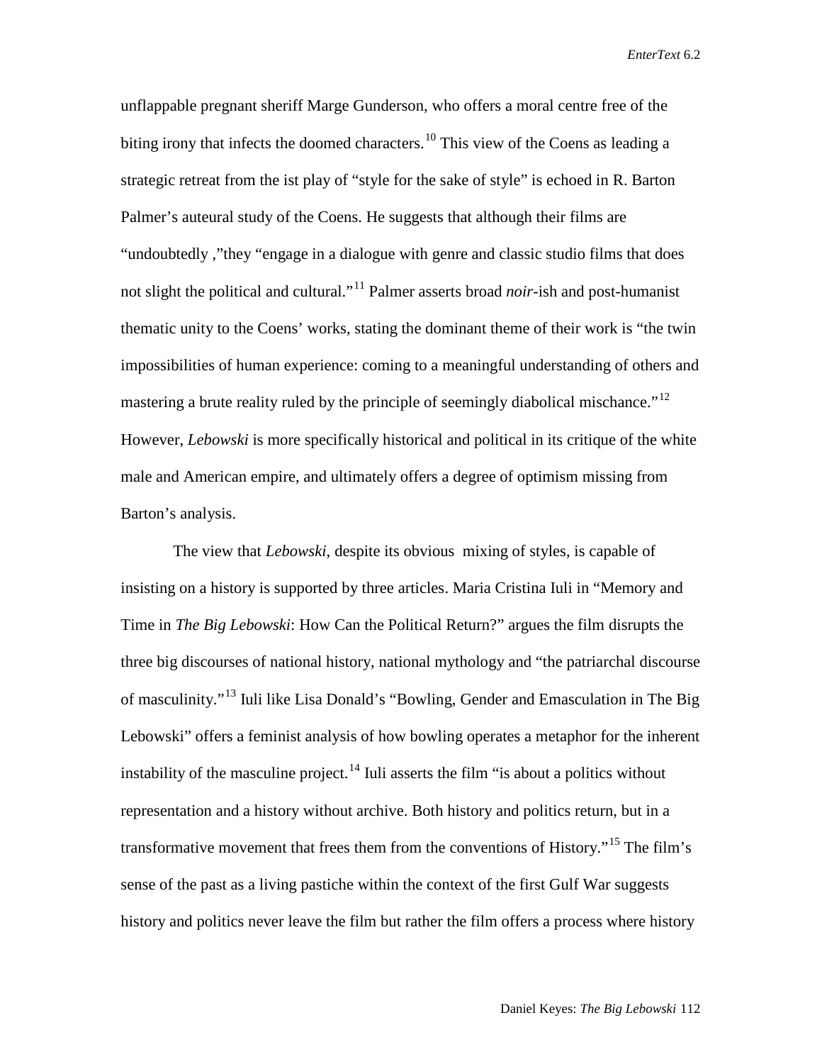unflappable pregnant sheriff Marge Gunderson, who offers a moral centre free of the biting irony that infects the doomed characters.[10] This view of the Coens as leading a strategic retreat from the ist play of "style for the sake of style" is echoed in R. Barton Palmer's auteural study of the Coens. He suggests that although their films are "undoubtedly ,"they "engage in a dialogue with genre and classic studio films that does not slight the political and cultural."[11] Palmer asserts broad *noir*-ish and post-humanist thematic unity to the Coens' works, stating the dominant theme of their work is "the twin impossibilities of human experience: coming to a meaningful understanding of others and mastering a brute reality ruled by the principle of seemingly diabolical mischance."[12] However, *Lebowski* is more specifically historical and political in its critique of the white male and American empire, and ultimately offers a degree of optimism missing from Barton's analysis.

The view that *Lebowski*, despite its obvious mixing of styles, is capable of insisting on a history is supported by three articles. Maria Cristina Iuli in "Memory and Time in *The Big Lebowski*: How Can the Political Return?" argues the film disrupts the three big discourses of national history, national mythology and "the patriarchal discourse of masculinity."[13] Iuli like Lisa Donald's "Bowling, Gender and Emasculation in The Big Lebowski" offers a feminist analysis of how bowling operates a metaphor for the inherent instability of the masculine project.[14] Iuli asserts the film "is about a politics without representation and a history without archive. Both history and politics return, but in a transformative movement that frees them from the conventions of History."[15] The film's sense of the past as a living pastiche within the context of the first Gulf War suggests history and politics never leave the film but rather the film offers a process where history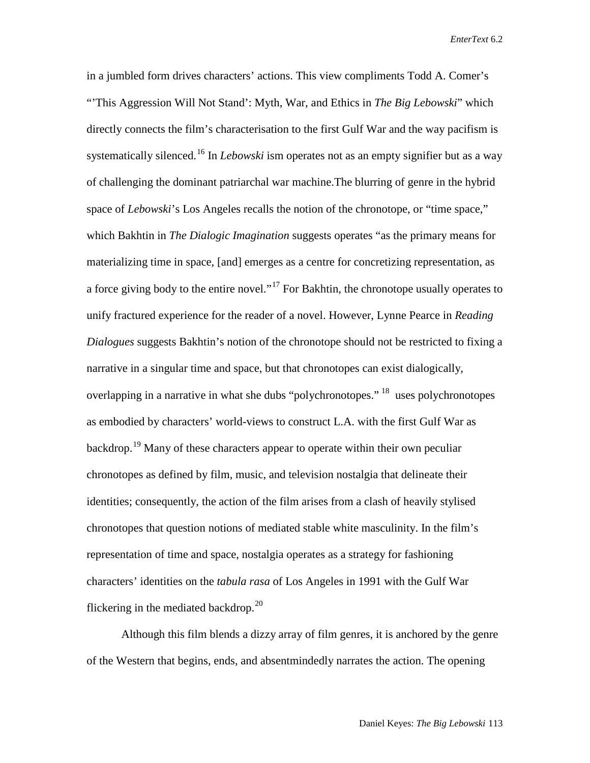in a jumbled form drives characters' actions. This view compliments Todd A. Comer's "'This Aggression Will Not Stand': Myth, War, and Ethics in *The Big Lebowski*" which directly connects the film's characterisation to the first Gulf War and the way pacifism is systematically silenced.[16] In *Lebowski* ism operates not as an empty signifier but as a way of challenging the dominant patriarchal war machine.The blurring of genre in the hybrid space of *Lebowski*'s Los Angeles recalls the notion of the chronotope, or "time space," which Bakhtin in *The Dialogic Imagination* suggests operates "as the primary means for materializing time in space, [and] emerges as a centre for concretizing representation, as a force giving body to the entire novel."[17] For Bakhtin, the chronotope usually operates to unify fractured experience for the reader of a novel. However, Lynne Pearce in *Reading Dialogues* suggests Bakhtin's notion of the chronotope should not be restricted to fixing a narrative in a singular time and space, but that chronotopes can exist dialogically, overlapping in a narrative in what she dubs "polychronotopes." [18] uses polychronotopes as embodied by characters' world-views to construct L.A. with the first Gulf War as backdrop.[19] Many of these characters appear to operate within their own peculiar chronotopes as defined by film, music, and television nostalgia that delineate their identities; consequently, the action of the film arises from a clash of heavily stylised chronotopes that question notions of mediated stable white masculinity. In the film's representation of time and space, nostalgia operates as a strategy for fashioning characters' identities on the *tabula rasa* of Los Angeles in 1991 with the Gulf War flickering in the mediated backdrop.[20]

Although this film blends a dizzy array of film genres, it is anchored by the genre of the Western that begins, ends, and absentmindedly narrates the action. The opening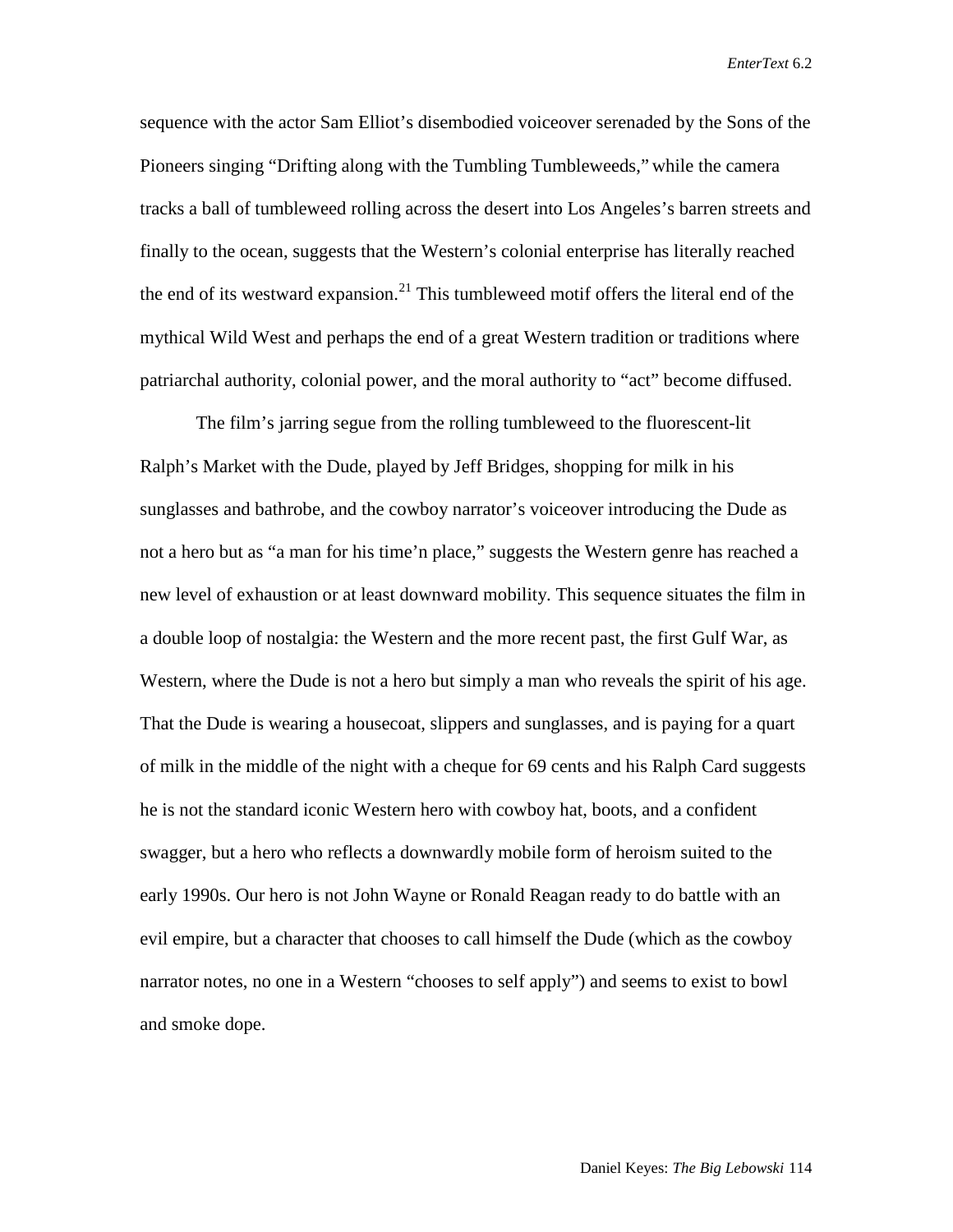sequence with the actor Sam Elliot's disembodied voiceover serenaded by the Sons of the Pioneers singing "Drifting along with the Tumbling Tumbleweeds," while the camera tracks a ball of tumbleweed rolling across the desert into Los Angeles's barren streets and finally to the ocean, suggests that the Western's colonial enterprise has literally reached the end of its westward expansion.[21] This tumbleweed motif offers the literal end of the mythical Wild West and perhaps the end of a great Western tradition or traditions where patriarchal authority, colonial power, and the moral authority to "act" become diffused.

The film's jarring segue from the rolling tumbleweed to the fluorescent-lit Ralph's Market with the Dude, played by Jeff Bridges, shopping for milk in his sunglasses and bathrobe, and the cowboy narrator's voiceover introducing the Dude as not a hero but as "a man for his time'n place," suggests the Western genre has reached a new level of exhaustion or at least downward mobility. This sequence situates the film in a double loop of nostalgia: the Western and the more recent past, the first Gulf War, as Western, where the Dude is not a hero but simply a man who reveals the spirit of his age. That the Dude is wearing a housecoat, slippers and sunglasses, and is paying for a quart of milk in the middle of the night with a cheque for 69 cents and his Ralph Card suggests he is not the standard iconic Western hero with cowboy hat, boots, and a confident swagger, but a hero who reflects a downwardly mobile form of heroism suited to the early 1990s. Our hero is not John Wayne or Ronald Reagan ready to do battle with an evil empire, but a character that chooses to call himself the Dude (which as the cowboy narrator notes, no one in a Western "chooses to self apply") and seems to exist to bowl and smoke dope.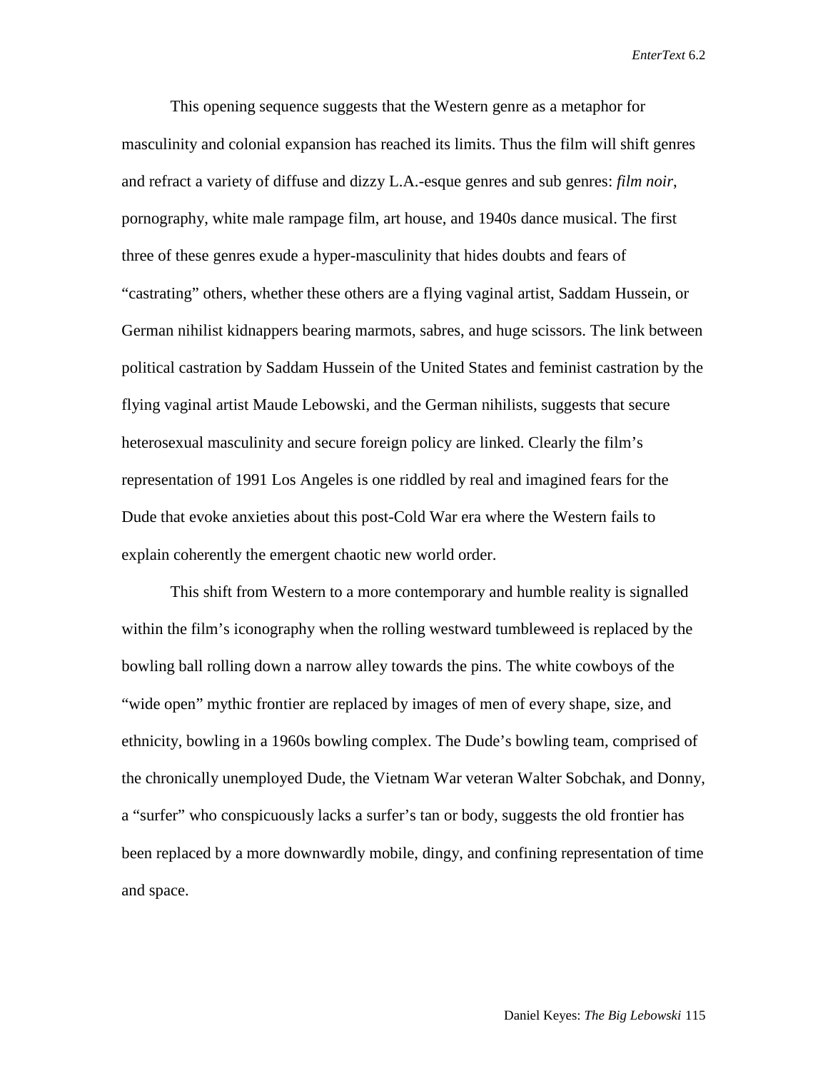This opening sequence suggests that the Western genre as a metaphor for masculinity and colonial expansion has reached its limits. Thus the film will shift genres and refract a variety of diffuse and dizzy L.A.-esque genres and sub genres: *film noir*, pornography, white male rampage film, art house, and 1940s dance musical. The first three of these genres exude a hyper-masculinity that hides doubts and fears of "castrating" others, whether these others are a flying vaginal artist, Saddam Hussein, or German nihilist kidnappers bearing marmots, sabres, and huge scissors. The link between political castration by Saddam Hussein of the United States and feminist castration by the flying vaginal artist Maude Lebowski, and the German nihilists, suggests that secure heterosexual masculinity and secure foreign policy are linked. Clearly the film's representation of 1991 Los Angeles is one riddled by real and imagined fears for the Dude that evoke anxieties about this post-Cold War era where the Western fails to explain coherently the emergent chaotic new world order.

This shift from Western to a more contemporary and humble reality is signalled within the film's iconography when the rolling westward tumbleweed is replaced by the bowling ball rolling down a narrow alley towards the pins. The white cowboys of the "wide open" mythic frontier are replaced by images of men of every shape, size, and ethnicity, bowling in a 1960s bowling complex. The Dude's bowling team, comprised of the chronically unemployed Dude, the Vietnam War veteran Walter Sobchak, and Donny, a "surfer" who conspicuously lacks a surfer's tan or body, suggests the old frontier has been replaced by a more downwardly mobile, dingy, and confining representation of time and space.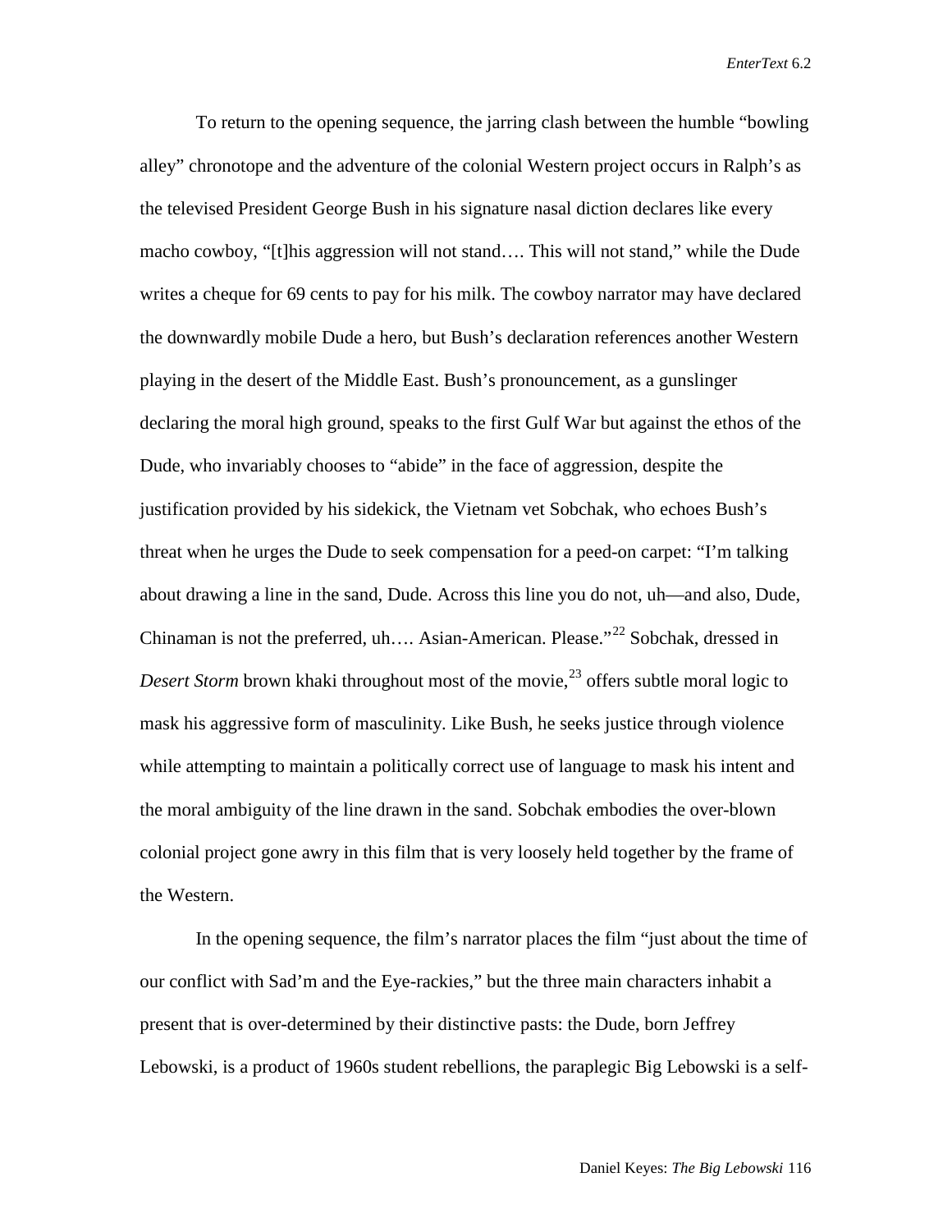To return to the opening sequence, the jarring clash between the humble "bowling alley" chronotope and the adventure of the colonial Western project occurs in Ralph's as the televised President George Bush in his signature nasal diction declares like every macho cowboy, "[t]his aggression will not stand…. This will not stand," while the Dude writes a cheque for 69 cents to pay for his milk. The cowboy narrator may have declared the downwardly mobile Dude a hero, but Bush's declaration references another Western playing in the desert of the Middle East. Bush's pronouncement, as a gunslinger declaring the moral high ground, speaks to the first Gulf War but against the ethos of the Dude, who invariably chooses to "abide" in the face of aggression, despite the justification provided by his sidekick, the Vietnam vet Sobchak, who echoes Bush's threat when he urges the Dude to seek compensation for a peed-on carpet: "I'm talking about drawing a line in the sand, Dude. Across this line you do not, uh—and also, Dude, Chinaman is not the preferred, uh…. Asian-American. Please."[22] Sobchak, dressed in *Desert Storm* brown khaki throughout most of the movie,[23] offers subtle moral logic to mask his aggressive form of masculinity. Like Bush, he seeks justice through violence while attempting to maintain a politically correct use of language to mask his intent and the moral ambiguity of the line drawn in the sand. Sobchak embodies the over-blown colonial project gone awry in this film that is very loosely held together by the frame of the Western.

In the opening sequence, the film's narrator places the film "just about the time of our conflict with Sad'm and the Eye-rackies," but the three main characters inhabit a present that is over-determined by their distinctive pasts: the Dude, born Jeffrey Lebowski, is a product of 1960s student rebellions, the paraplegic Big Lebowski is a self-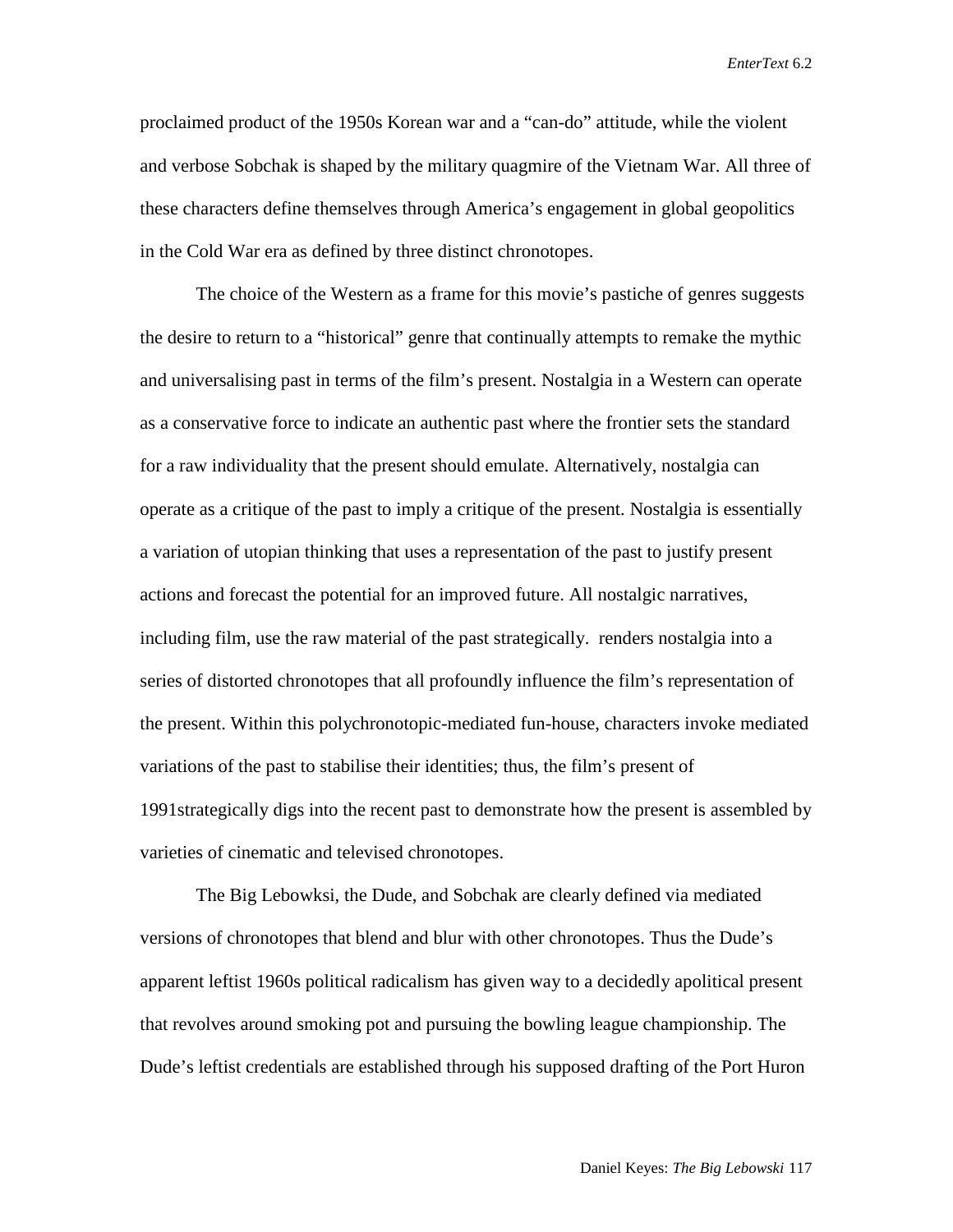proclaimed product of the 1950s Korean war and a "can-do" attitude, while the violent and verbose Sobchak is shaped by the military quagmire of the Vietnam War. All three of these characters define themselves through America's engagement in global geopolitics in the Cold War era as defined by three distinct chronotopes.

The choice of the Western as a frame for this movie's pastiche of genres suggests the desire to return to a "historical" genre that continually attempts to remake the mythic and universalising past in terms of the film's present. Nostalgia in a Western can operate as a conservative force to indicate an authentic past where the frontier sets the standard for a raw individuality that the present should emulate. Alternatively, nostalgia can operate as a critique of the past to imply a critique of the present. Nostalgia is essentially a variation of utopian thinking that uses a representation of the past to justify present actions and forecast the potential for an improved future. All nostalgic narratives, including film, use the raw material of the past strategically.  renders nostalgia into a series of distorted chronotopes that all profoundly influence the film's representation of the present. Within this polychronotopic-mediated fun-house, characters invoke mediated variations of the past to stabilise their identities; thus, the film's present of 1991strategically digs into the recent past to demonstrate how the present is assembled by varieties of cinematic and televised chronotopes.

The Big Lebowksi, the Dude, and Sobchak are clearly defined via mediated versions of chronotopes that blend and blur with other chronotopes. Thus the Dude's apparent leftist 1960s political radicalism has given way to a decidedly apolitical present that revolves around smoking pot and pursuing the bowling league championship. The Dude's leftist credentials are established through his supposed drafting of the Port Huron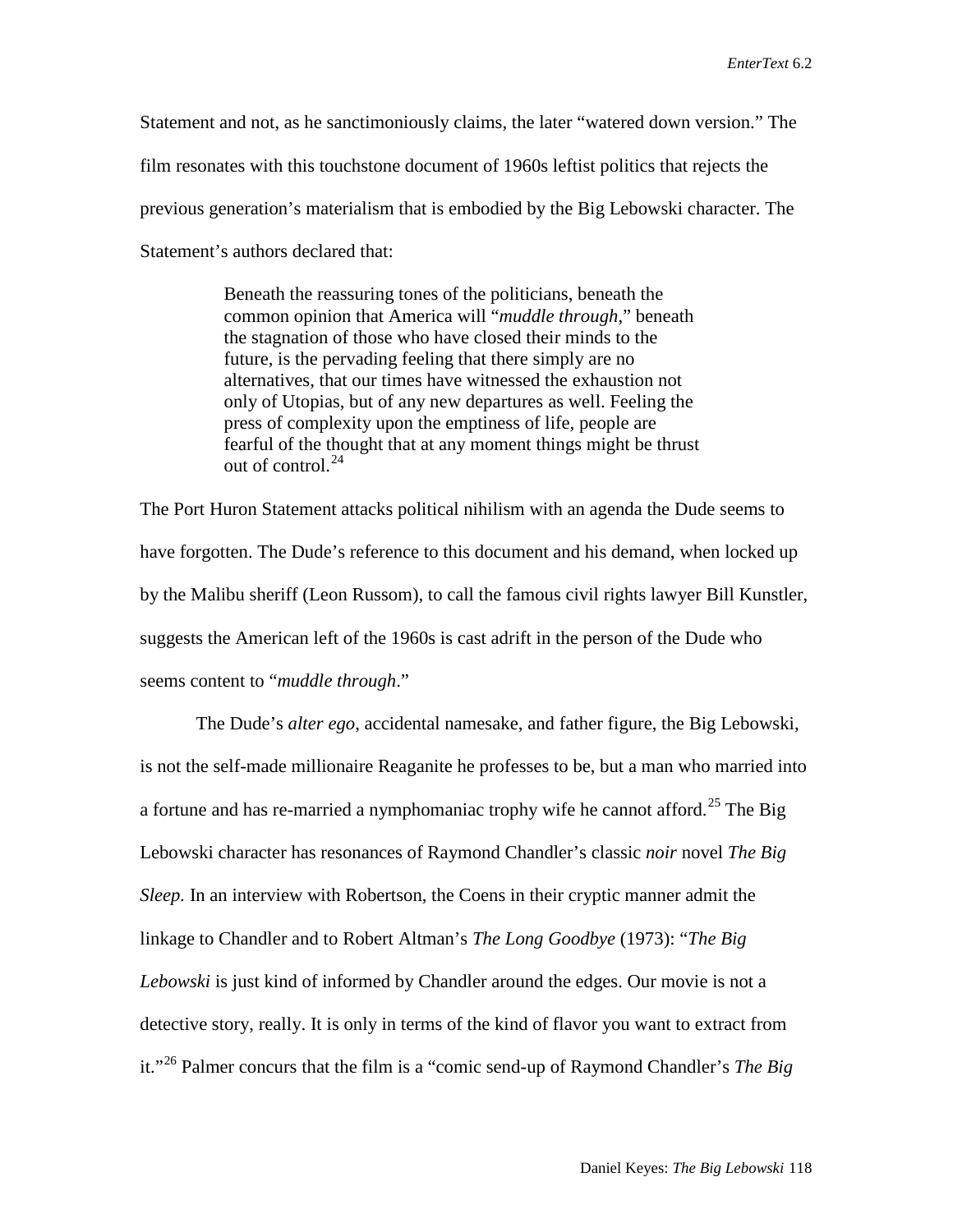Statement and not, as he sanctimoniously claims, the later "watered down version." The film resonates with this touchstone document of 1960s leftist politics that rejects the previous generation's materialism that is embodied by the Big Lebowski character. The Statement's authors declared that:

> Beneath the reassuring tones of the politicians, beneath the common opinion that America will "*muddle through*," beneath the stagnation of those who have closed their minds to the future, is the pervading feeling that there simply are no alternatives, that our times have witnessed the exhaustion not only of Utopias, but of any new departures as well. Feeling the press of complexity upon the emptiness of life, people are fearful of the thought that at any moment things might be thrust out of control.[24]

The Port Huron Statement attacks political nihilism with an agenda the Dude seems to have forgotten. The Dude's reference to this document and his demand, when locked up by the Malibu sheriff (Leon Russom), to call the famous civil rights lawyer Bill Kunstler, suggests the American left of the 1960s is cast adrift in the person of the Dude who seems content to "*muddle through*."

The Dude's *alter ego*, accidental namesake, and father figure, the Big Lebowski, is not the self-made millionaire Reaganite he professes to be, but a man who married into a fortune and has re-married a nymphomaniac trophy wife he cannot afford.[25] The Big Lebowski character has resonances of Raymond Chandler's classic *noir* novel *The Big Sleep.* In an interview with Robertson, the Coens in their cryptic manner admit the linkage to Chandler and to Robert Altman's *The Long Goodbye* (1973): "*The Big Lebowski* is just kind of informed by Chandler around the edges. Our movie is not a detective story, really. It is only in terms of the kind of flavor you want to extract from it."[26] Palmer concurs that the film is a "comic send-up of Raymond Chandler's *The Big*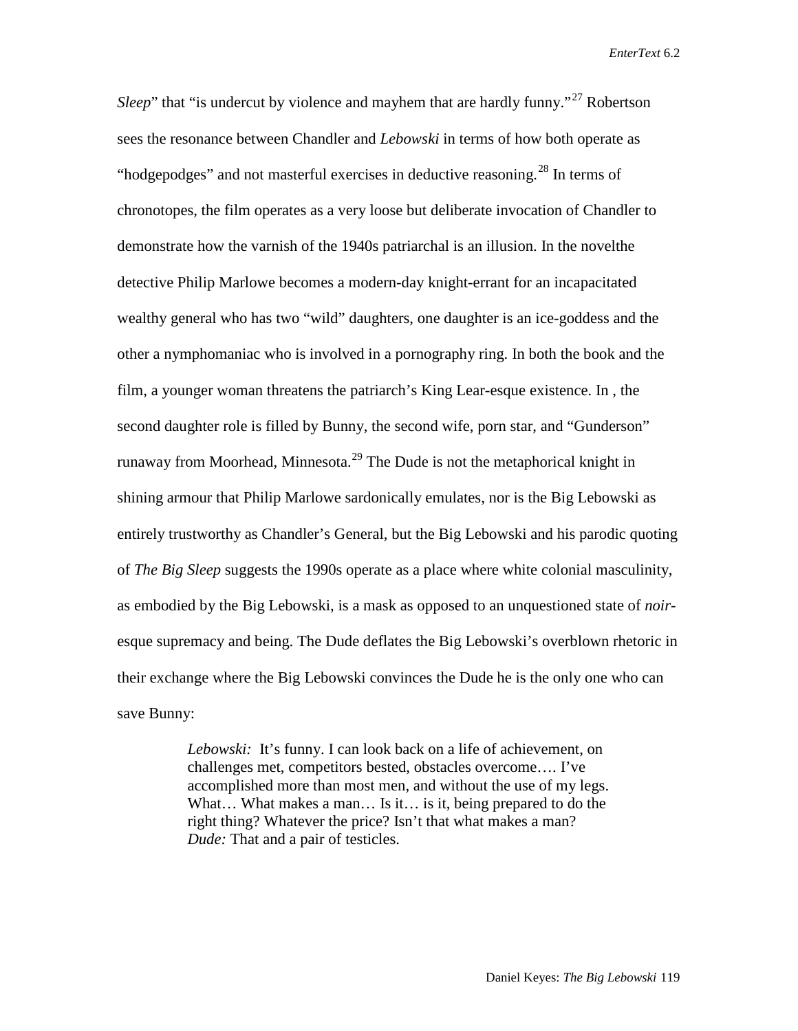*Sleep*" that "is undercut by violence and mayhem that are hardly funny."[27] Robertson sees the resonance between Chandler and *Lebowski* in terms of how both operate as "hodgepodges" and not masterful exercises in deductive reasoning.[28] In terms of chronotopes, the film operates as a very loose but deliberate invocation of Chandler to demonstrate how the varnish of the 1940s patriarchal is an illusion. In the novelthe detective Philip Marlowe becomes a modern-day knight-errant for an incapacitated wealthy general who has two "wild" daughters, one daughter is an ice-goddess and the other a nymphomaniac who is involved in a pornography ring. In both the book and the film, a younger woman threatens the patriarch's King Lear-esque existence. In , the second daughter role is filled by Bunny, the second wife, porn star, and "Gunderson" runaway from Moorhead, Minnesota.[29] The Dude is not the metaphorical knight in shining armour that Philip Marlowe sardonically emulates, nor is the Big Lebowski as entirely trustworthy as Chandler's General, but the Big Lebowski and his parodic quoting of *The Big Sleep* suggests the 1990s operate as a place where white colonial masculinity, as embodied by the Big Lebowski, is a mask as opposed to an unquestioned state of *noir*-esque supremacy and being. The Dude deflates the Big Lebowski's overblown rhetoric in their exchange where the Big Lebowski convinces the Dude he is the only one who can save Bunny:

> *Lebowski:* It's funny. I can look back on a life of achievement, on challenges met, competitors bested, obstacles overcome…. I've accomplished more than most men, and without the use of my legs. What… What makes a man… Is it… is it, being prepared to do the right thing? Whatever the price? Isn't that what makes a man?
> *Dude:* That and a pair of testicles.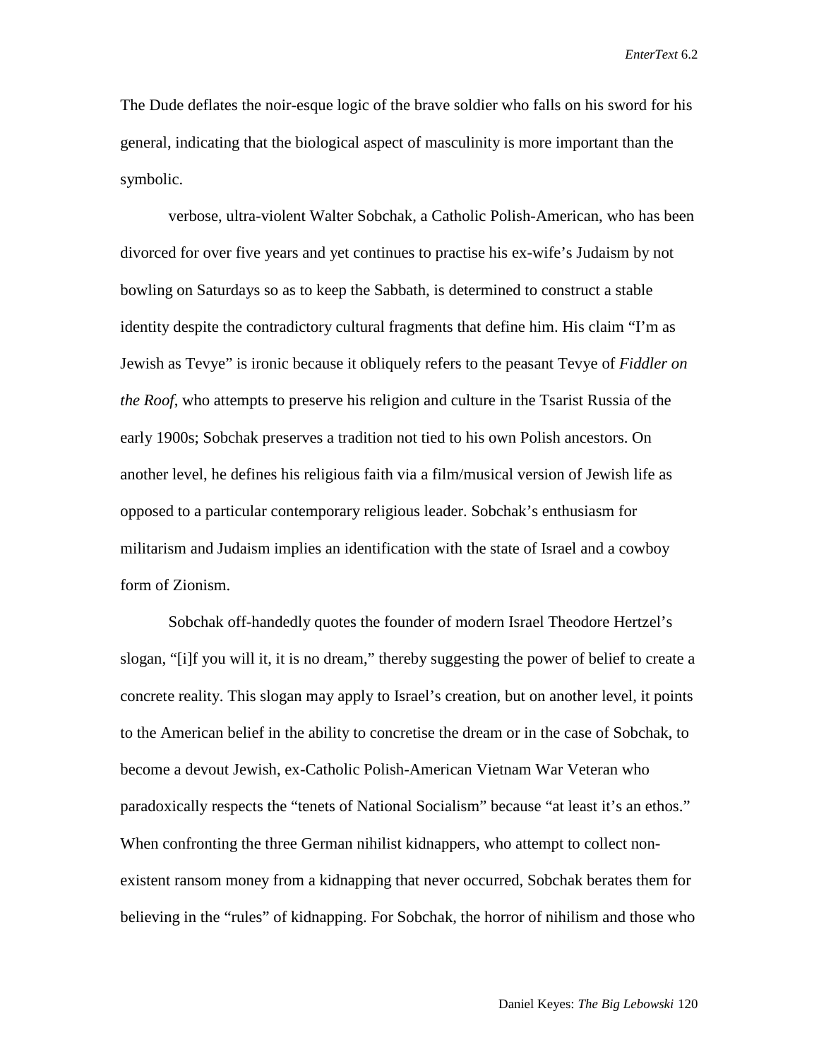The Dude deflates the noir-esque logic of the brave soldier who falls on his sword for his general, indicating that the biological aspect of masculinity is more important than the symbolic.

verbose, ultra-violent Walter Sobchak, a Catholic Polish-American, who has been divorced for over five years and yet continues to practise his ex-wife's Judaism by not bowling on Saturdays so as to keep the Sabbath, is determined to construct a stable identity despite the contradictory cultural fragments that define him. His claim "I'm as Jewish as Tevye" is ironic because it obliquely refers to the peasant Tevye of *Fiddler on the Roof*, who attempts to preserve his religion and culture in the Tsarist Russia of the early 1900s; Sobchak preserves a tradition not tied to his own Polish ancestors. On another level, he defines his religious faith via a film/musical version of Jewish life as opposed to a particular contemporary religious leader. Sobchak's enthusiasm for militarism and Judaism implies an identification with the state of Israel and a cowboy form of Zionism.

Sobchak off-handedly quotes the founder of modern Israel Theodore Hertzel's slogan, "[i]f you will it, it is no dream," thereby suggesting the power of belief to create a concrete reality. This slogan may apply to Israel's creation, but on another level, it points to the American belief in the ability to concretise the dream or in the case of Sobchak, to become a devout Jewish, ex-Catholic Polish-American Vietnam War Veteran who paradoxically respects the "tenets of National Socialism" because "at least it's an ethos." When confronting the three German nihilist kidnappers, who attempt to collect non-existent ransom money from a kidnapping that never occurred, Sobchak berates them for believing in the "rules" of kidnapping. For Sobchak, the horror of nihilism and those who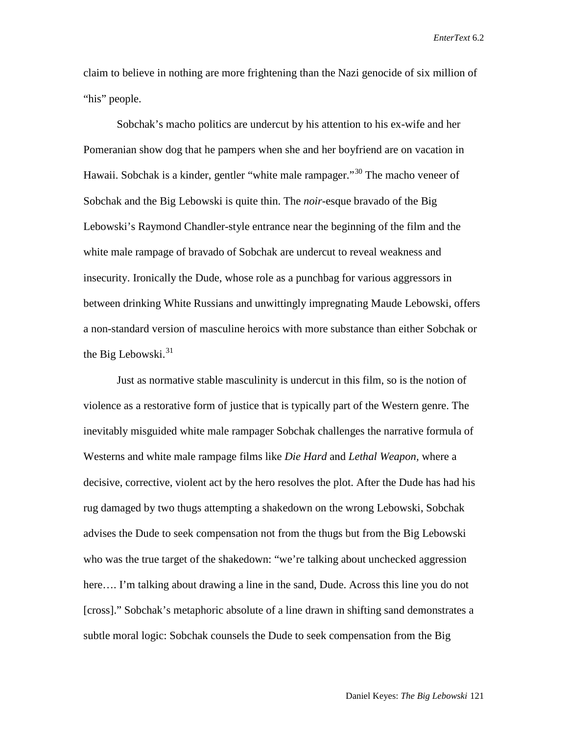claim to believe in nothing are more frightening than the Nazi genocide of six million of "his" people.

Sobchak's macho politics are undercut by his attention to his ex-wife and her Pomeranian show dog that he pampers when she and her boyfriend are on vacation in Hawaii. Sobchak is a kinder, gentler "white male rampager."[30] The macho veneer of Sobchak and the Big Lebowski is quite thin. The *noir*-esque bravado of the Big Lebowski's Raymond Chandler-style entrance near the beginning of the film and the white male rampage of bravado of Sobchak are undercut to reveal weakness and insecurity. Ironically the Dude, whose role as a punchbag for various aggressors in between drinking White Russians and unwittingly impregnating Maude Lebowski, offers a non-standard version of masculine heroics with more substance than either Sobchak or the Big Lebowski.[31]

Just as normative stable masculinity is undercut in this film, so is the notion of violence as a restorative form of justice that is typically part of the Western genre. The inevitably misguided white male rampager Sobchak challenges the narrative formula of Westerns and white male rampage films like *Die Hard* and *Lethal Weapon*, where a decisive, corrective, violent act by the hero resolves the plot. After the Dude has had his rug damaged by two thugs attempting a shakedown on the wrong Lebowski, Sobchak advises the Dude to seek compensation not from the thugs but from the Big Lebowski who was the true target of the shakedown: "we're talking about unchecked aggression here…. I'm talking about drawing a line in the sand, Dude. Across this line you do not [cross]." Sobchak's metaphoric absolute of a line drawn in shifting sand demonstrates a subtle moral logic: Sobchak counsels the Dude to seek compensation from the Big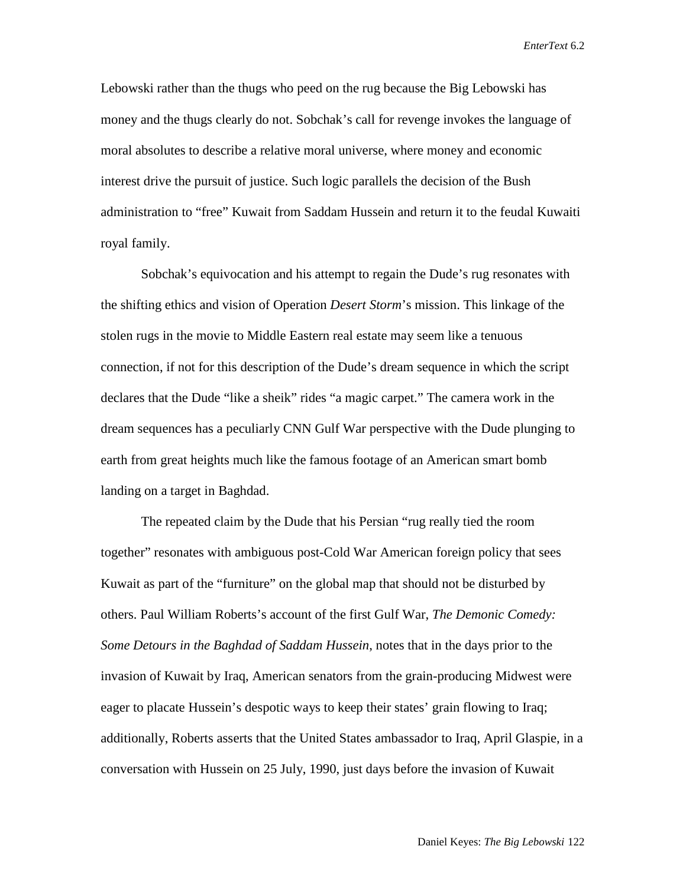Lebowski rather than the thugs who peed on the rug because the Big Lebowski has money and the thugs clearly do not. Sobchak's call for revenge invokes the language of moral absolutes to describe a relative moral universe, where money and economic interest drive the pursuit of justice. Such logic parallels the decision of the Bush administration to "free" Kuwait from Saddam Hussein and return it to the feudal Kuwaiti royal family.

Sobchak's equivocation and his attempt to regain the Dude's rug resonates with the shifting ethics and vision of Operation *Desert Storm*'s mission. This linkage of the stolen rugs in the movie to Middle Eastern real estate may seem like a tenuous connection, if not for this description of the Dude's dream sequence in which the script declares that the Dude "like a sheik" rides "a magic carpet." The camera work in the dream sequences has a peculiarly CNN Gulf War perspective with the Dude plunging to earth from great heights much like the famous footage of an American smart bomb landing on a target in Baghdad.

The repeated claim by the Dude that his Persian "rug really tied the room together" resonates with ambiguous post-Cold War American foreign policy that sees Kuwait as part of the "furniture" on the global map that should not be disturbed by others. Paul William Roberts's account of the first Gulf War, *The Demonic Comedy: Some Detours in the Baghdad of Saddam Hussein*, notes that in the days prior to the invasion of Kuwait by Iraq, American senators from the grain-producing Midwest were eager to placate Hussein's despotic ways to keep their states' grain flowing to Iraq; additionally, Roberts asserts that the United States ambassador to Iraq, April Glaspie, in a conversation with Hussein on 25 July, 1990, just days before the invasion of Kuwait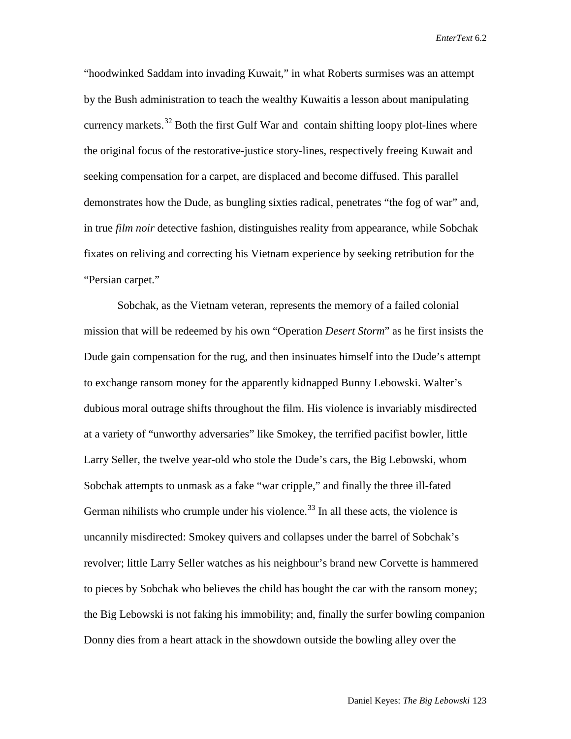"hoodwinked Saddam into invading Kuwait," in what Roberts surmises was an attempt by the Bush administration to teach the wealthy Kuwaitis a lesson about manipulating currency markets.[32] Both the first Gulf War and  contain shifting loopy plot-lines where the original focus of the restorative-justice story-lines, respectively freeing Kuwait and seeking compensation for a carpet, are displaced and become diffused. This parallel demonstrates how the Dude, as bungling sixties radical, penetrates "the fog of war" and, in true *film noir* detective fashion, distinguishes reality from appearance, while Sobchak fixates on reliving and correcting his Vietnam experience by seeking retribution for the "Persian carpet."

Sobchak, as the Vietnam veteran, represents the memory of a failed colonial mission that will be redeemed by his own "Operation *Desert Storm*" as he first insists the Dude gain compensation for the rug, and then insinuates himself into the Dude's attempt to exchange ransom money for the apparently kidnapped Bunny Lebowski. Walter's dubious moral outrage shifts throughout the film. His violence is invariably misdirected at a variety of "unworthy adversaries" like Smokey, the terrified pacifist bowler, little Larry Seller, the twelve year-old who stole the Dude's cars, the Big Lebowski, whom Sobchak attempts to unmask as a fake "war cripple," and finally the three ill-fated German nihilists who crumple under his violence.[33] In all these acts, the violence is uncannily misdirected: Smokey quivers and collapses under the barrel of Sobchak's revolver; little Larry Seller watches as his neighbour's brand new Corvette is hammered to pieces by Sobchak who believes the child has bought the car with the ransom money; the Big Lebowski is not faking his immobility; and, finally the surfer bowling companion Donny dies from a heart attack in the showdown outside the bowling alley over the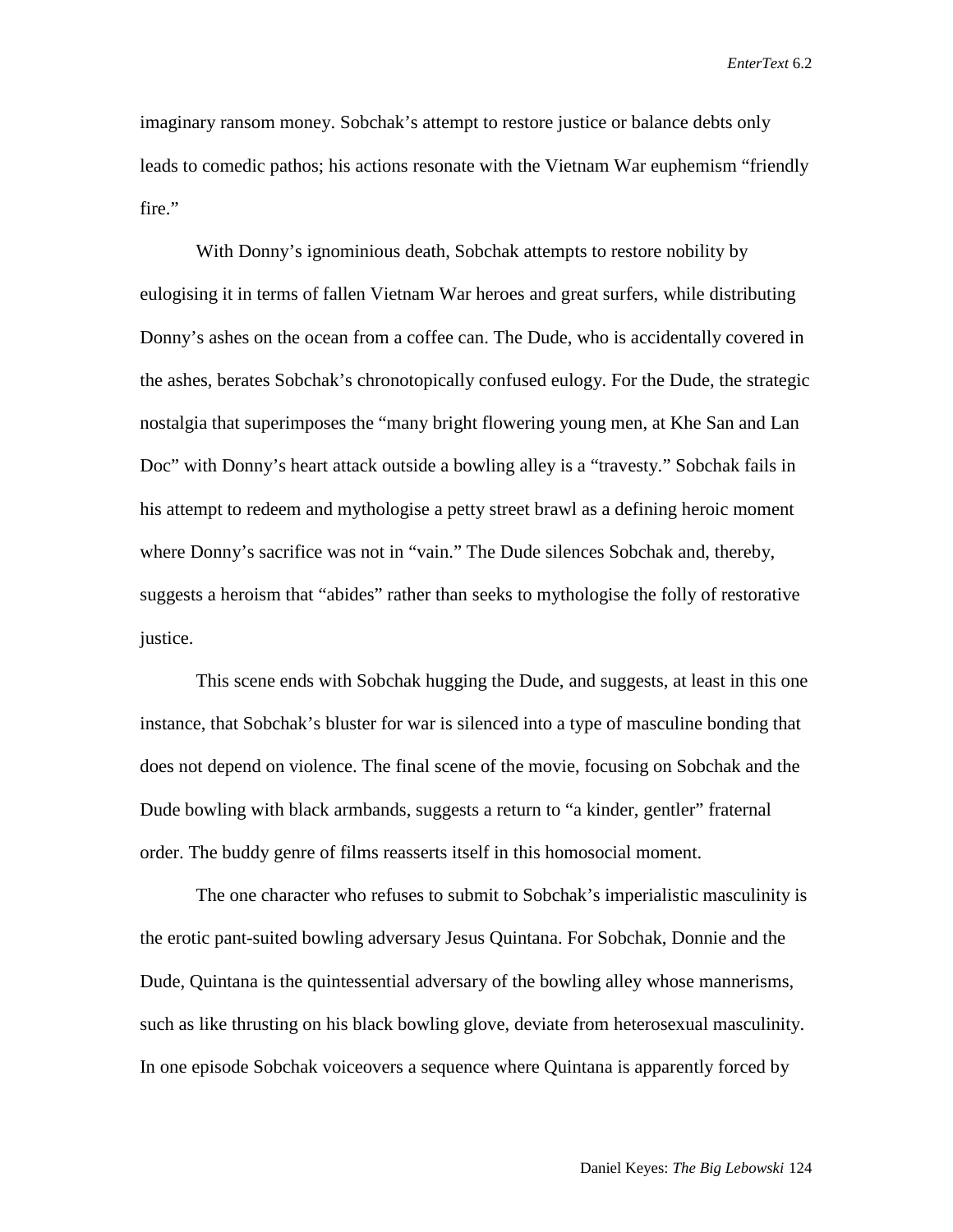imaginary ransom money. Sobchak's attempt to restore justice or balance debts only leads to comedic pathos; his actions resonate with the Vietnam War euphemism "friendly fire."

With Donny's ignominious death, Sobchak attempts to restore nobility by eulogising it in terms of fallen Vietnam War heroes and great surfers, while distributing Donny's ashes on the ocean from a coffee can. The Dude, who is accidentally covered in the ashes, berates Sobchak's chronotopically confused eulogy. For the Dude, the strategic nostalgia that superimposes the "many bright flowering young men, at Khe San and Lan Doc" with Donny's heart attack outside a bowling alley is a "travesty." Sobchak fails in his attempt to redeem and mythologise a petty street brawl as a defining heroic moment where Donny's sacrifice was not in "vain." The Dude silences Sobchak and, thereby, suggests a heroism that "abides" rather than seeks to mythologise the folly of restorative justice.

This scene ends with Sobchak hugging the Dude, and suggests, at least in this one instance, that Sobchak's bluster for war is silenced into a type of masculine bonding that does not depend on violence. The final scene of the movie, focusing on Sobchak and the Dude bowling with black armbands, suggests a return to "a kinder, gentler" fraternal order. The buddy genre of films reasserts itself in this homosocial moment.

The one character who refuses to submit to Sobchak's imperialistic masculinity is the erotic pant-suited bowling adversary Jesus Quintana. For Sobchak, Donnie and the Dude, Quintana is the quintessential adversary of the bowling alley whose mannerisms, such as like thrusting on his black bowling glove, deviate from heterosexual masculinity. In one episode Sobchak voiceovers a sequence where Quintana is apparently forced by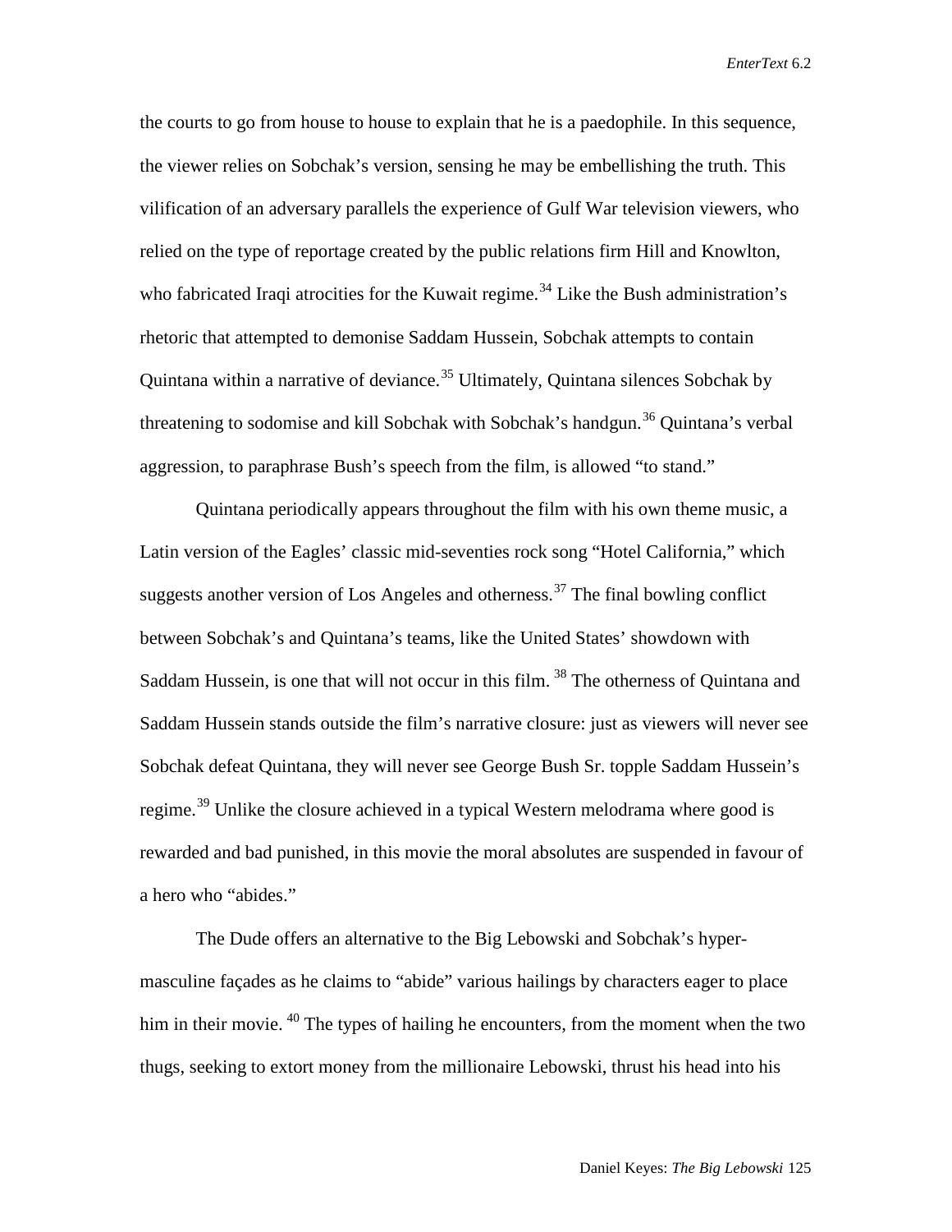the courts to go from house to house to explain that he is a paedophile. In this sequence, the viewer relies on Sobchak's version, sensing he may be embellishing the truth. This vilification of an adversary parallels the experience of Gulf War television viewers, who relied on the type of reportage created by the public relations firm Hill and Knowlton, who fabricated Iraqi atrocities for the Kuwait regime.[34] Like the Bush administration's rhetoric that attempted to demonise Saddam Hussein, Sobchak attempts to contain Quintana within a narrative of deviance.[35] Ultimately, Quintana silences Sobchak by threatening to sodomise and kill Sobchak with Sobchak's handgun.[36] Quintana's verbal aggression, to paraphrase Bush's speech from the film, is allowed "to stand."

Quintana periodically appears throughout the film with his own theme music, a Latin version of the Eagles' classic mid-seventies rock song "Hotel California," which suggests another version of Los Angeles and otherness.[37] The final bowling conflict between Sobchak's and Quintana's teams, like the United States' showdown with Saddam Hussein, is one that will not occur in this film. [38] The otherness of Quintana and Saddam Hussein stands outside the film's narrative closure: just as viewers will never see Sobchak defeat Quintana, they will never see George Bush Sr. topple Saddam Hussein's regime.[39] Unlike the closure achieved in a typical Western melodrama where good is rewarded and bad punished, in this movie the moral absolutes are suspended in favour of a hero who "abides."

The Dude offers an alternative to the Big Lebowski and Sobchak's hyper-masculine façades as he claims to "abide" various hailings by characters eager to place him in their movie. [40] The types of hailing he encounters, from the moment when the two thugs, seeking to extort money from the millionaire Lebowski, thrust his head into his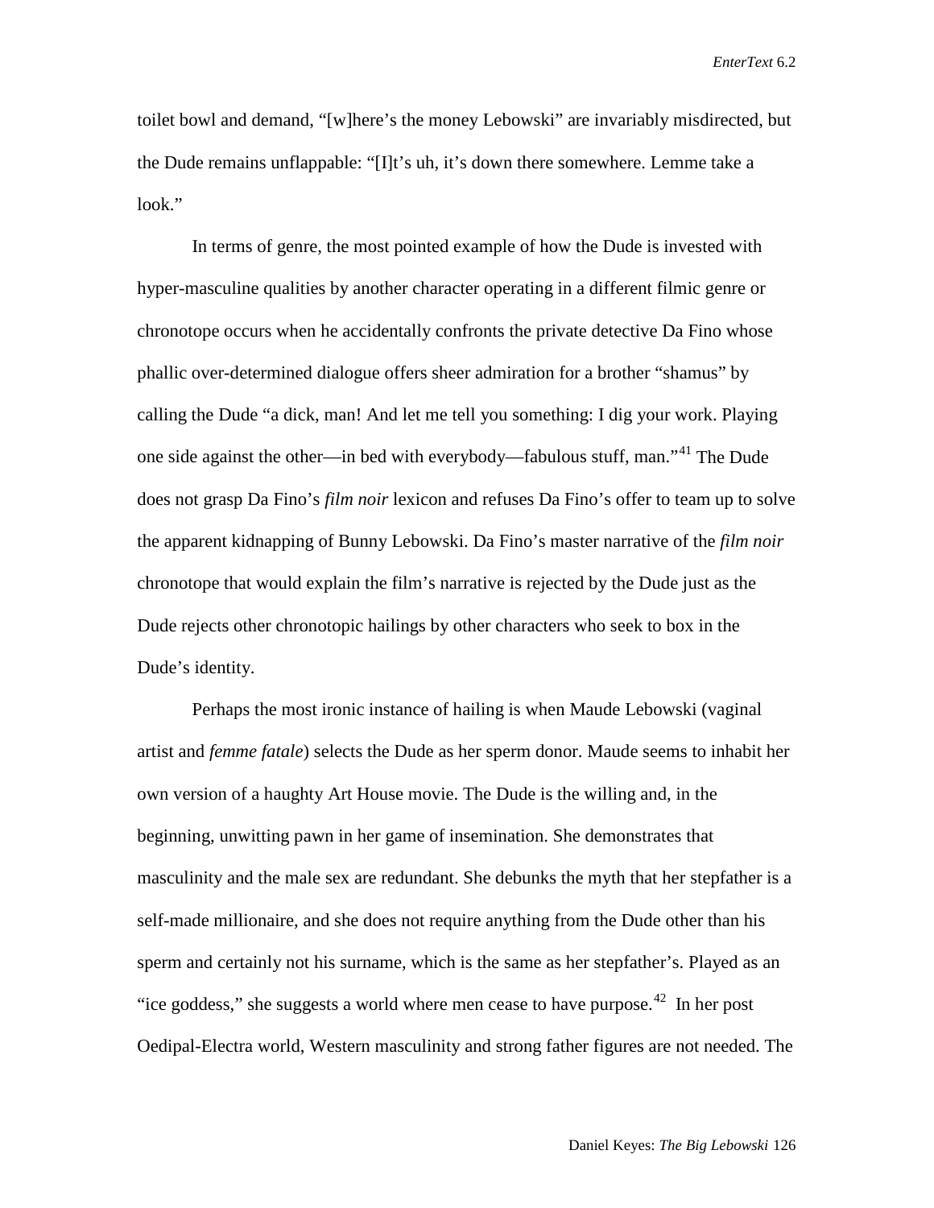toilet bowl and demand, "[w]here's the money Lebowski" are invariably misdirected, but the Dude remains unflappable: "[I]t's uh, it's down there somewhere. Lemme take a look."

In terms of genre, the most pointed example of how the Dude is invested with hyper-masculine qualities by another character operating in a different filmic genre or chronotope occurs when he accidentally confronts the private detective Da Fino whose phallic over-determined dialogue offers sheer admiration for a brother "shamus" by calling the Dude "a dick, man! And let me tell you something: I dig your work. Playing one side against the other—in bed with everybody—fabulous stuff, man."[41] The Dude does not grasp Da Fino's *film noir* lexicon and refuses Da Fino's offer to team up to solve the apparent kidnapping of Bunny Lebowski. Da Fino's master narrative of the *film noir* chronotope that would explain the film's narrative is rejected by the Dude just as the Dude rejects other chronotopic hailings by other characters who seek to box in the Dude's identity.

Perhaps the most ironic instance of hailing is when Maude Lebowski (vaginal artist and *femme fatale*) selects the Dude as her sperm donor. Maude seems to inhabit her own version of a haughty Art House movie. The Dude is the willing and, in the beginning, unwitting pawn in her game of insemination. She demonstrates that masculinity and the male sex are redundant. She debunks the myth that her stepfather is a self-made millionaire, and she does not require anything from the Dude other than his sperm and certainly not his surname, which is the same as her stepfather's. Played as an "ice goddess," she suggests a world where men cease to have purpose.[42] In her post Oedipal-Electra world, Western masculinity and strong father figures are not needed. The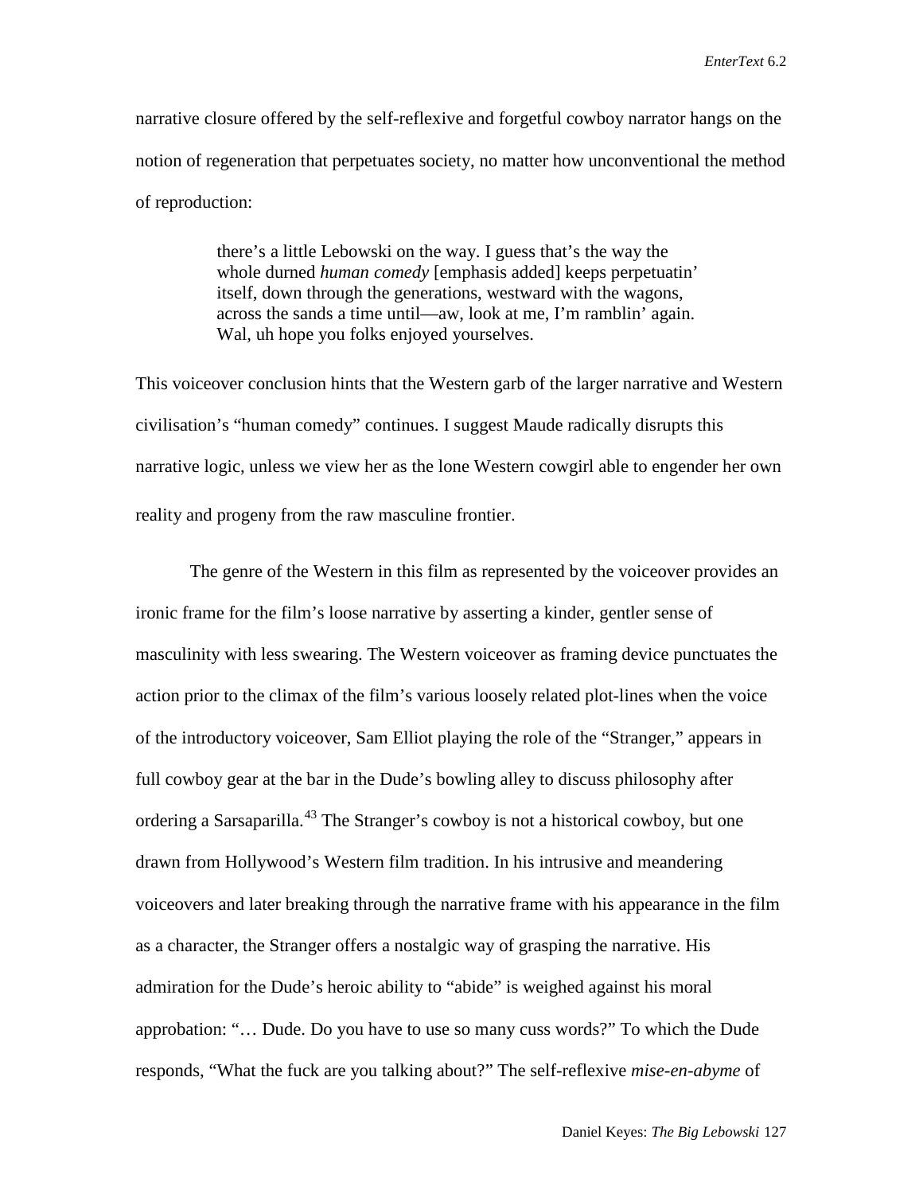narrative closure offered by the self-reflexive and forgetful cowboy narrator hangs on the notion of regeneration that perpetuates society, no matter how unconventional the method of reproduction:

> there's a little Lebowski on the way. I guess that's the way the whole durned *human comedy* [emphasis added] keeps perpetuatin' itself, down through the generations, westward with the wagons, across the sands a time until—aw, look at me, I'm ramblin' again. Wal, uh hope you folks enjoyed yourselves.

This voiceover conclusion hints that the Western garb of the larger narrative and Western civilisation's "human comedy" continues. I suggest Maude radically disrupts this narrative logic, unless we view her as the lone Western cowgirl able to engender her own reality and progeny from the raw masculine frontier.

The genre of the Western in this film as represented by the voiceover provides an ironic frame for the film's loose narrative by asserting a kinder, gentler sense of masculinity with less swearing. The Western voiceover as framing device punctuates the action prior to the climax of the film's various loosely related plot-lines when the voice of the introductory voiceover, Sam Elliot playing the role of the "Stranger," appears in full cowboy gear at the bar in the Dude's bowling alley to discuss philosophy after ordering a Sarsaparilla.[43] The Stranger's cowboy is not a historical cowboy, but one drawn from Hollywood's Western film tradition. In his intrusive and meandering voiceovers and later breaking through the narrative frame with his appearance in the film as a character, the Stranger offers a nostalgic way of grasping the narrative. His admiration for the Dude's heroic ability to "abide" is weighed against his moral approbation: "… Dude. Do you have to use so many cuss words?" To which the Dude responds, "What the fuck are you talking about?" The self-reflexive *mise-en-abyme* of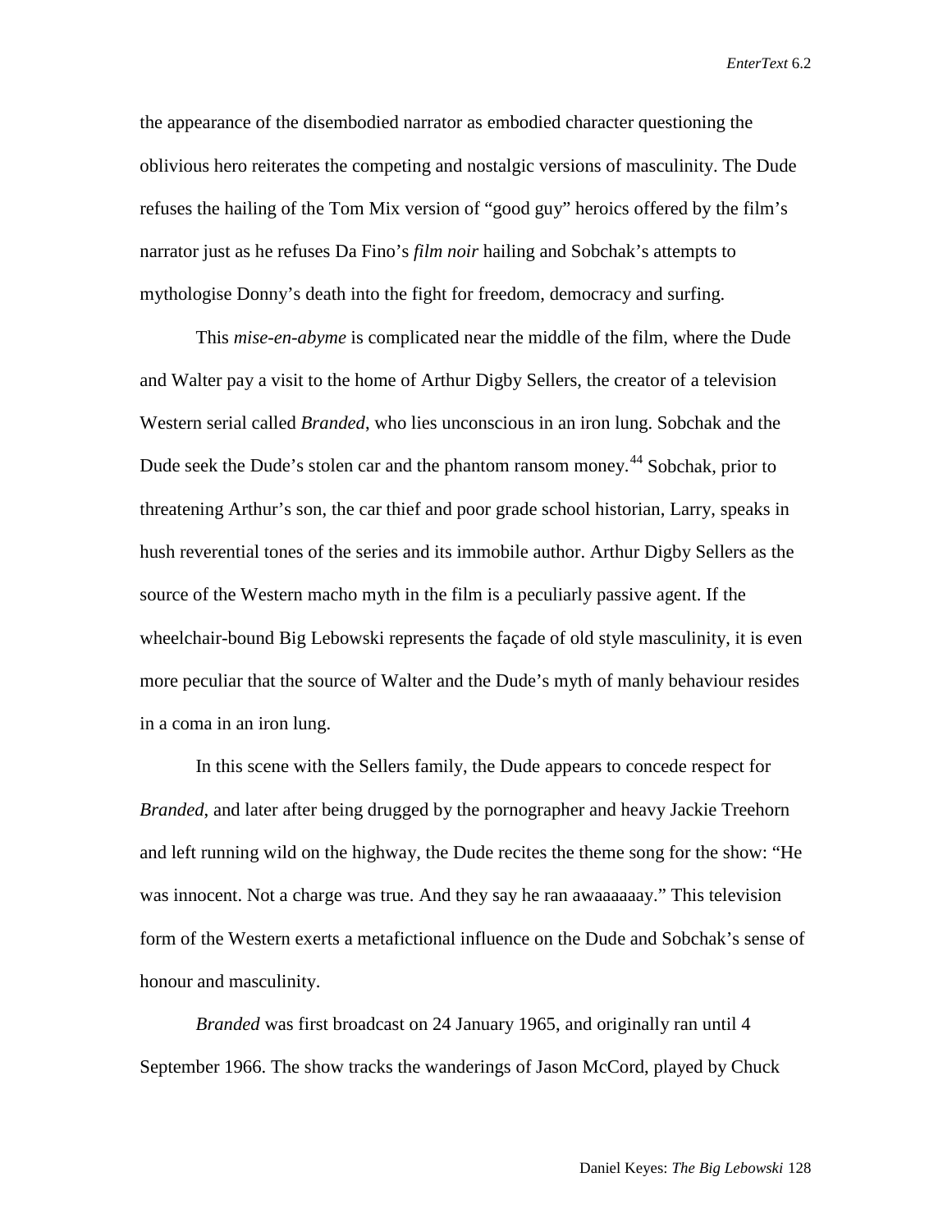the appearance of the disembodied narrator as embodied character questioning the oblivious hero reiterates the competing and nostalgic versions of masculinity. The Dude refuses the hailing of the Tom Mix version of "good guy" heroics offered by the film's narrator just as he refuses Da Fino's *film noir* hailing and Sobchak's attempts to mythologise Donny's death into the fight for freedom, democracy and surfing.

This *mise-en-abyme* is complicated near the middle of the film, where the Dude and Walter pay a visit to the home of Arthur Digby Sellers, the creator of a television Western serial called *Branded*, who lies unconscious in an iron lung. Sobchak and the Dude seek the Dude's stolen car and the phantom ransom money.[44] Sobchak, prior to threatening Arthur's son, the car thief and poor grade school historian, Larry, speaks in hush reverential tones of the series and its immobile author. Arthur Digby Sellers as the source of the Western macho myth in the film is a peculiarly passive agent. If the wheelchair-bound Big Lebowski represents the façade of old style masculinity, it is even more peculiar that the source of Walter and the Dude's myth of manly behaviour resides in a coma in an iron lung.

In this scene with the Sellers family, the Dude appears to concede respect for *Branded*, and later after being drugged by the pornographer and heavy Jackie Treehorn and left running wild on the highway, the Dude recites the theme song for the show: "He was innocent. Not a charge was true. And they say he ran awaaaaaay." This television form of the Western exerts a metafictional influence on the Dude and Sobchak's sense of honour and masculinity.

*Branded* was first broadcast on 24 January 1965, and originally ran until 4 September 1966. The show tracks the wanderings of Jason McCord, played by Chuck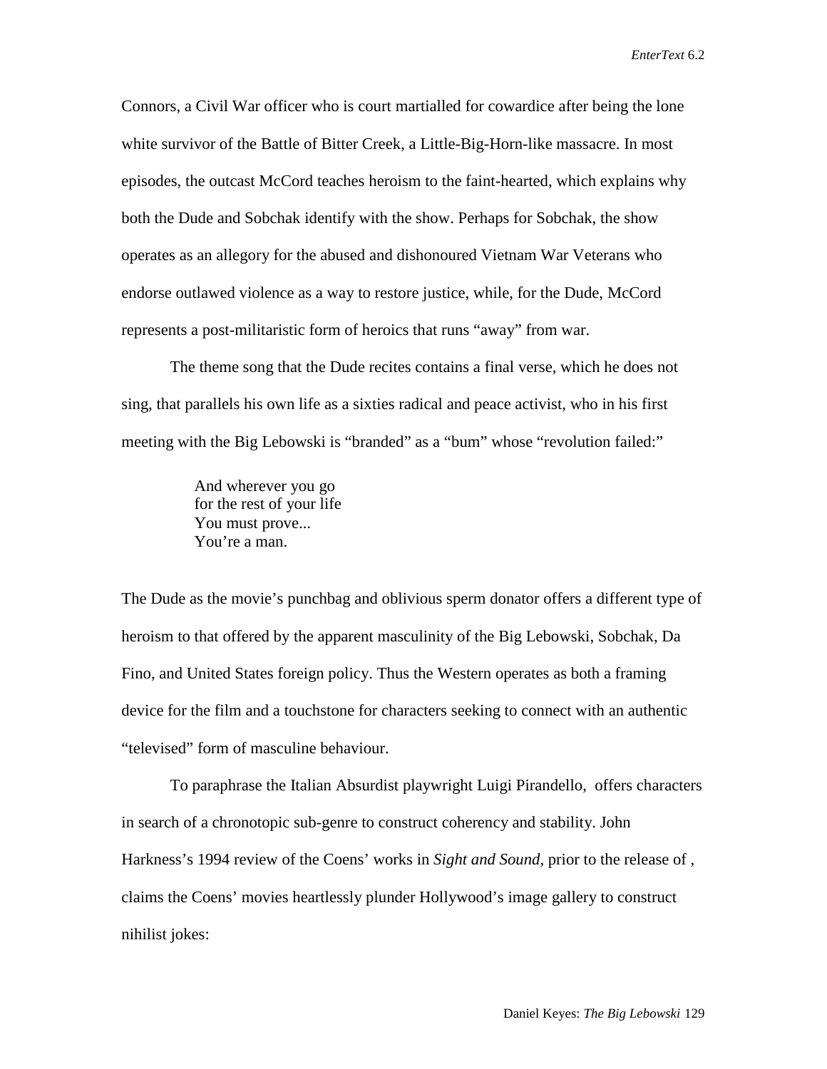Connors, a Civil War officer who is court martialled for cowardice after being the lone white survivor of the Battle of Bitter Creek, a Little-Big-Horn-like massacre. In most episodes, the outcast McCord teaches heroism to the faint-hearted, which explains why both the Dude and Sobchak identify with the show. Perhaps for Sobchak, the show operates as an allegory for the abused and dishonoured Vietnam War Veterans who endorse outlawed violence as a way to restore justice, while, for the Dude, McCord represents a post-militaristic form of heroics that runs "away" from war.

The theme song that the Dude recites contains a final verse, which he does not sing, that parallels his own life as a sixties radical and peace activist, who in his first meeting with the Big Lebowski is "branded" as a "bum" whose "revolution failed:"

> And wherever you go
> for the rest of your life
> You must prove...
> You're a man.

The Dude as the movie's punchbag and oblivious sperm donator offers a different type of heroism to that offered by the apparent masculinity of the Big Lebowski, Sobchak, Da Fino, and United States foreign policy. Thus the Western operates as both a framing device for the film and a touchstone for characters seeking to connect with an authentic "televised" form of masculine behaviour.

To paraphrase the Italian Absurdist playwright Luigi Pirandello, offers characters in search of a chronotopic sub-genre to construct coherency and stability. John Harkness's 1994 review of the Coens' works in *Sight and Sound*, prior to the release of , claims the Coens' movies heartlessly plunder Hollywood's image gallery to construct nihilist jokes: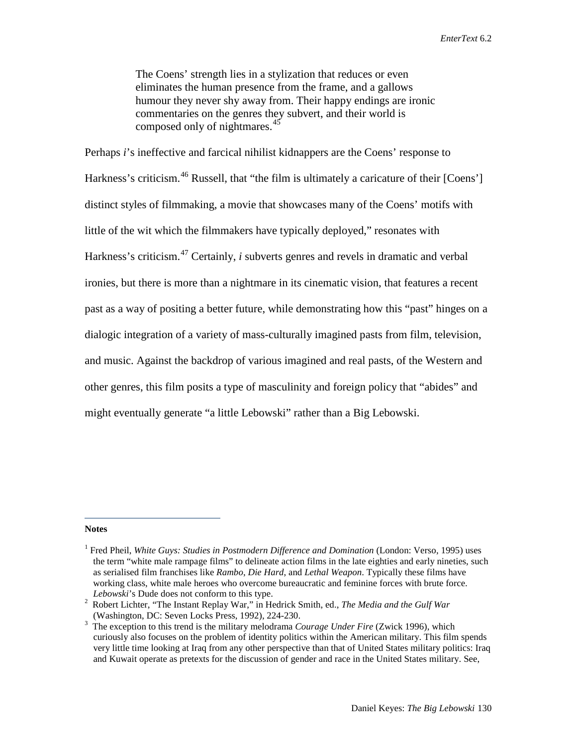> The Coens' strength lies in a stylization that reduces or even eliminates the human presence from the frame, and a gallows humour they never shy away from. Their happy endings are ironic commentaries on the genres they subvert, and their world is composed only of nightmares.[45]

Perhaps *i*'s ineffective and farcical nihilist kidnappers are the Coens' response to Harkness's criticism.[46] Russell, that "the film is ultimately a caricature of their [Coens'] distinct styles of filmmaking, a movie that showcases many of the Coens' motifs with little of the wit which the filmmakers have typically deployed," resonates with Harkness's criticism.[47] Certainly, *i* subverts genres and revels in dramatic and verbal ironies, but there is more than a nightmare in its cinematic vision, that features a recent past as a way of positing a better future, while demonstrating how this "past" hinges on a dialogic integration of a variety of mass-culturally imagined pasts from film, television, and music. Against the backdrop of various imagined and real pasts, of the Western and other genres, this film posits a type of masculinity and foreign policy that "abides" and might eventually generate "a little Lebowski" rather than a Big Lebowski.

---

**Notes**

[1] Fred Pheil, *White Guys: Studies in Postmodern Difference and Domination* (London: Verso, 1995) uses the term "white male rampage films" to delineate action films in the late eighties and early nineties, such as serialised film franchises like *Rambo*, *Die Hard*, and *Lethal Weapon*. Typically these films have working class, white male heroes who overcome bureaucratic and feminine forces with brute force. *Lebowski*'s Dude does not conform to this type.

[2] Robert Lichter, "The Instant Replay War," in Hedrick Smith, ed., *The Media and the Gulf War* (Washington, DC: Seven Locks Press, 1992), 224-230.

[3] The exception to this trend is the military melodrama *Courage Under Fire* (Zwick 1996), which curiously also focuses on the problem of identity politics within the American military. This film spends very little time looking at Iraq from any other perspective than that of United States military politics: Iraq and Kuwait operate as pretexts for the discussion of gender and race in the United States military. See,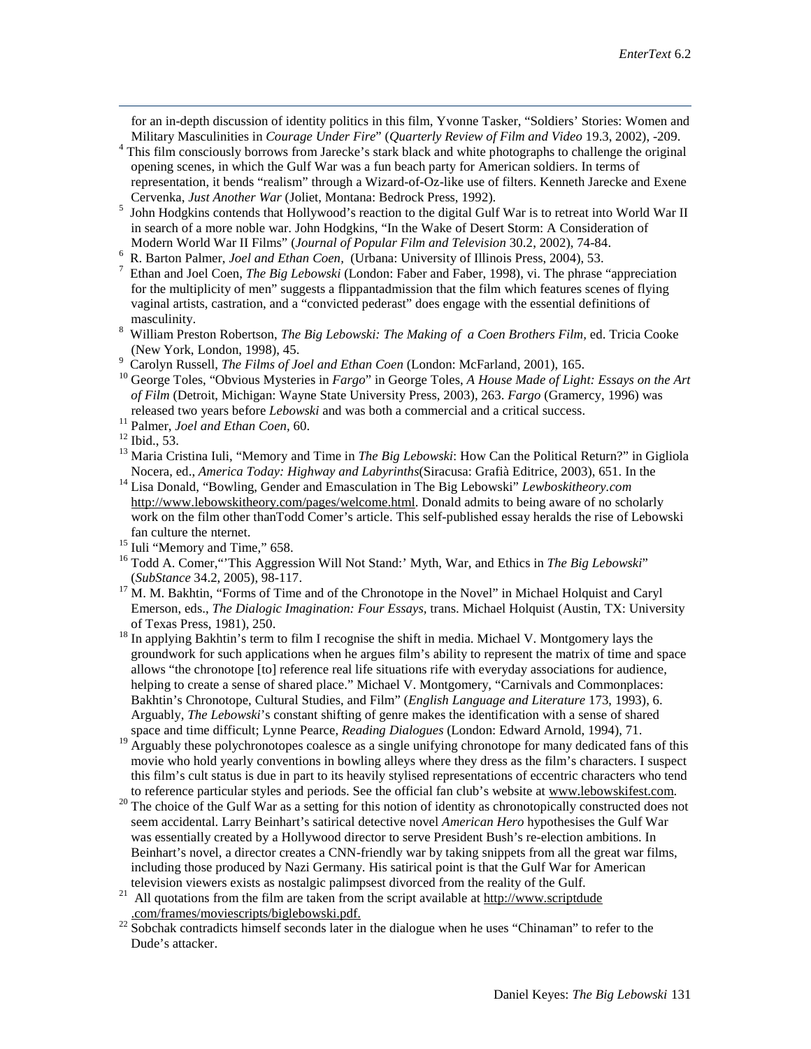for an in-depth discussion of identity politics in this film, Yvonne Tasker, "Soldiers' Stories: Women and Military Masculinities in *Courage Under Fire*" (*Quarterly Review of Film and Video* 19.3, 2002), -209.

[4] This film consciously borrows from Jarecke's stark black and white photographs to challenge the original opening scenes, in which the Gulf War was a fun beach party for American soldiers. In terms of representation, it bends "realism" through a Wizard-of-Oz-like use of filters. Kenneth Jarecke and Exene Cervenka, *Just Another War* (Joliet, Montana: Bedrock Press, 1992).

[5] John Hodgkins contends that Hollywood's reaction to the digital Gulf War is to retreat into World War II in search of a more noble war. John Hodgkins, "In the Wake of Desert Storm: A Consideration of Modern World War II Films" (*Journal of Popular Film and Television* 30.2, 2002), 74-84.

[6] R. Barton Palmer, *Joel and Ethan Coen,* (Urbana: University of Illinois Press, 2004), 53.

[7] Ethan and Joel Coen, *The Big Lebowski* (London: Faber and Faber, 1998), vi. The phrase "appreciation for the multiplicity of men" suggests a flippantadmission that the film which features scenes of flying vaginal artists, castration, and a "convicted pederast" does engage with the essential definitions of masculinity.

[8] William Preston Robertson, *The Big Lebowski: The Making of a Coen Brothers Film*, ed. Tricia Cooke (New York, London, 1998), 45.

[9] Carolyn Russell, *The Films of Joel and Ethan Coen* (London: McFarland, 2001), 165.

[10] George Toles, "Obvious Mysteries in *Fargo*" in George Toles, *A House Made of Light: Essays on the Art of Film* (Detroit, Michigan: Wayne State University Press, 2003), 263. *Fargo* (Gramercy, 1996) was released two years before *Lebowski* and was both a commercial and a critical success.

[11] Palmer, *Joel and Ethan Coen*, 60.

[12] Ibid., 53.

[13] Maria Cristina Iuli, "Memory and Time in *The Big Lebowski*: How Can the Political Return?" in Gigliola Nocera, ed., *America Today: Highway and Labyrinths*(Siracusa: Grafià Editrice, 2003), 651. In the

[14] Lisa Donald, "Bowling, Gender and Emasculation in The Big Lebowski" *Lewboskitheory.com* http://www.lebowskitheory.com/pages/welcome.html. Donald admits to being aware of no scholarly work on the film other thanTodd Comer's article. This self-published essay heralds the rise of Lebowski fan culture the nternet.

[15] Iuli "Memory and Time," 658.

[16] Todd A. Comer,"'This Aggression Will Not Stand:' Myth, War, and Ethics in *The Big Lebowski*" (*SubStance* 34.2, 2005), 98-117.

[17] M. M. Bakhtin, "Forms of Time and of the Chronotope in the Novel" in Michael Holquist and Caryl Emerson, eds., *The Dialogic Imagination: Four Essays,* trans. Michael Holquist (Austin, TX: University of Texas Press, 1981), 250.

[18] In applying Bakhtin's term to film I recognise the shift in media. Michael V. Montgomery lays the groundwork for such applications when he argues film's ability to represent the matrix of time and space allows "the chronotope [to] reference real life situations rife with everyday associations for audience, helping to create a sense of shared place." Michael V. Montgomery, "Carnivals and Commonplaces: Bakhtin's Chronotope, Cultural Studies, and Film" (*English Language and Literature* 173, 1993), 6. Arguably, *The Lebowski*'s constant shifting of genre makes the identification with a sense of shared space and time difficult; Lynne Pearce, *Reading Dialogues* (London: Edward Arnold, 1994), 71.

[19] Arguably these polychronotopes coalesce as a single unifying chronotope for many dedicated fans of this movie who hold yearly conventions in bowling alleys where they dress as the film's characters. I suspect this film's cult status is due in part to its heavily stylised representations of eccentric characters who tend to reference particular styles and periods. See the official fan club's website at www.lebowskifest.com.

[20] The choice of the Gulf War as a setting for this notion of identity as chronotopically constructed does not seem accidental. Larry Beinhart's satirical detective novel *American Hero* hypothesises the Gulf War was essentially created by a Hollywood director to serve President Bush's re-election ambitions. In Beinhart's novel, a director creates a CNN-friendly war by taking snippets from all the great war films, including those produced by Nazi Germany. His satirical point is that the Gulf War for American television viewers exists as nostalgic palimpsest divorced from the reality of the Gulf.

[21] All quotations from the film are taken from the script available at http://www.scriptdude .com/frames/moviescripts/biglebowski.pdf.

[22] Sobchak contradicts himself seconds later in the dialogue when he uses "Chinaman" to refer to the Dude's attacker.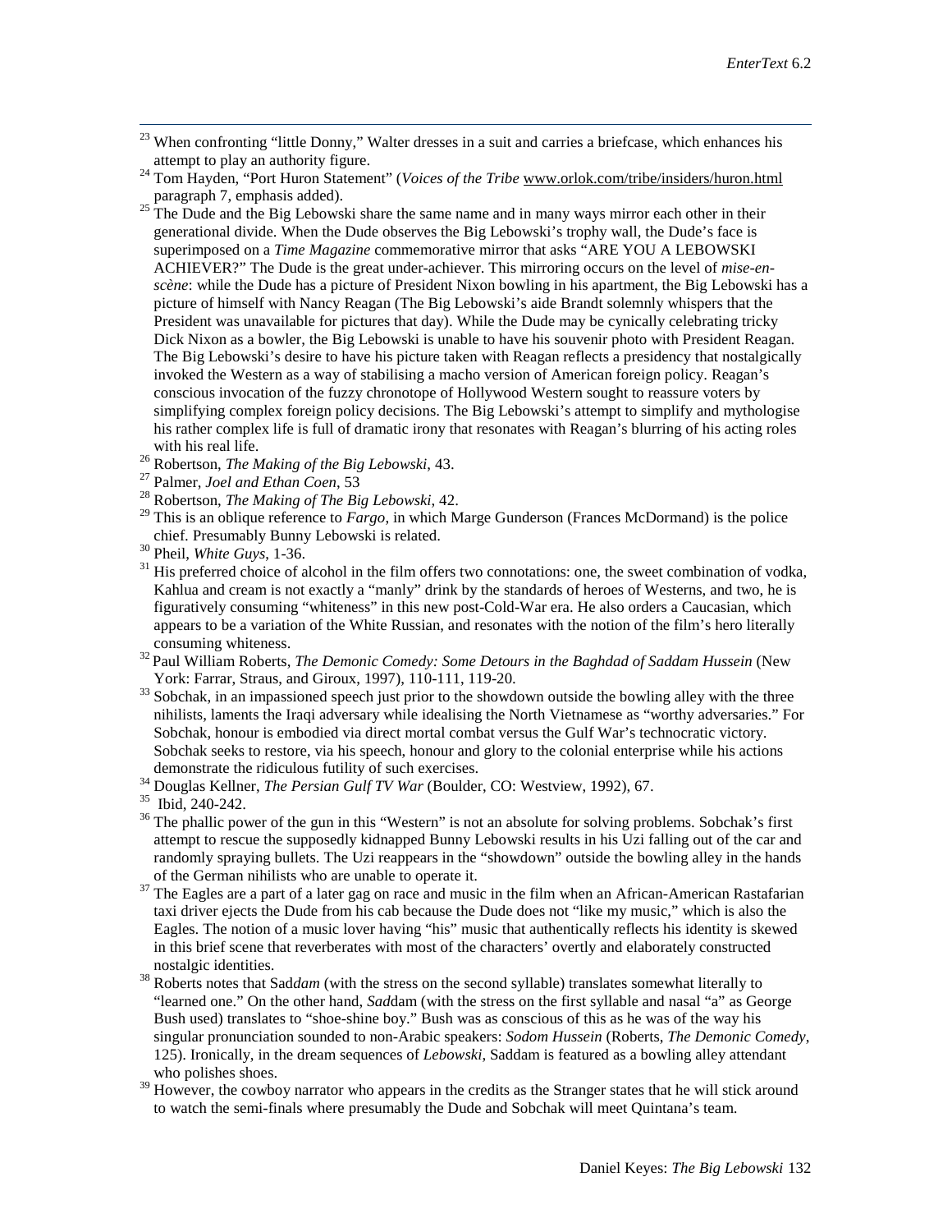[23] When confronting "little Donny," Walter dresses in a suit and carries a briefcase, which enhances his attempt to play an authority figure.

[24] Tom Hayden, "Port Huron Statement" (*Voices of the Tribe* www.orlok.com/tribe/insiders/huron.html paragraph 7, emphasis added).

[25] The Dude and the Big Lebowski share the same name and in many ways mirror each other in their generational divide. When the Dude observes the Big Lebowski's trophy wall, the Dude's face is superimposed on a *Time Magazine* commemorative mirror that asks "ARE YOU A LEBOWSKI ACHIEVER?" The Dude is the great under-achiever. This mirroring occurs on the level of *mise-en-scène*: while the Dude has a picture of President Nixon bowling in his apartment, the Big Lebowski has a picture of himself with Nancy Reagan (The Big Lebowski's aide Brandt solemnly whispers that the President was unavailable for pictures that day). While the Dude may be cynically celebrating tricky Dick Nixon as a bowler, the Big Lebowski is unable to have his souvenir photo with President Reagan. The Big Lebowski's desire to have his picture taken with Reagan reflects a presidency that nostalgically invoked the Western as a way of stabilising a macho version of American foreign policy. Reagan's conscious invocation of the fuzzy chronotope of Hollywood Western sought to reassure voters by simplifying complex foreign policy decisions. The Big Lebowski's attempt to simplify and mythologise his rather complex life is full of dramatic irony that resonates with Reagan's blurring of his acting roles with his real life.

[26] Robertson, *The Making of the Big Lebowski*, 43.

[27] Palmer, *Joel and Ethan Coen*, 53

[28] Robertson, *The Making of The Big Lebowski*, 42.

[29] This is an oblique reference to *Fargo*, in which Marge Gunderson (Frances McDormand) is the police chief. Presumably Bunny Lebowski is related.

[30] Pheil, *White Guys*, 1-36.

[31] His preferred choice of alcohol in the film offers two connotations: one, the sweet combination of vodka, Kahlua and cream is not exactly a "manly" drink by the standards of heroes of Westerns, and two, he is figuratively consuming "whiteness" in this new post-Cold-War era. He also orders a Caucasian, which appears to be a variation of the White Russian, and resonates with the notion of the film's hero literally consuming whiteness.

[32] Paul William Roberts, *The Demonic Comedy: Some Detours in the Baghdad of Saddam Hussein* (New York: Farrar, Straus, and Giroux, 1997), 110-111, 119-20.

[33] Sobchak, in an impassioned speech just prior to the showdown outside the bowling alley with the three nihilists, laments the Iraqi adversary while idealising the North Vietnamese as "worthy adversaries." For Sobchak, honour is embodied via direct mortal combat versus the Gulf War's technocratic victory. Sobchak seeks to restore, via his speech, honour and glory to the colonial enterprise while his actions demonstrate the ridiculous futility of such exercises.

[34] Douglas Kellner, *The Persian Gulf TV War* (Boulder, CO: Westview, 1992), 67.

[35] Ibid, 240-242.

[36] The phallic power of the gun in this "Western" is not an absolute for solving problems. Sobchak's first attempt to rescue the supposedly kidnapped Bunny Lebowski results in his Uzi falling out of the car and randomly spraying bullets. The Uzi reappears in the "showdown" outside the bowling alley in the hands of the German nihilists who are unable to operate it.

[37] The Eagles are a part of a later gag on race and music in the film when an African-American Rastafarian taxi driver ejects the Dude from his cab because the Dude does not "like my music," which is also the Eagles. The notion of a music lover having "his" music that authentically reflects his identity is skewed in this brief scene that reverberates with most of the characters' overtly and elaborately constructed nostalgic identities.

[38] Roberts notes that Sad*dam* (with the stress on the second syllable) translates somewhat literally to "learned one." On the other hand, *Sad*dam (with the stress on the first syllable and nasal "a" as George Bush used) translates to "shoe-shine boy." Bush was as conscious of this as he was of the way his singular pronunciation sounded to non-Arabic speakers: *Sodom Hussein* (Roberts, *The Demonic Comedy*, 125). Ironically, in the dream sequences of *Lebowski*, Saddam is featured as a bowling alley attendant who polishes shoes.

[39] However, the cowboy narrator who appears in the credits as the Stranger states that he will stick around to watch the semi-finals where presumably the Dude and Sobchak will meet Quintana's team.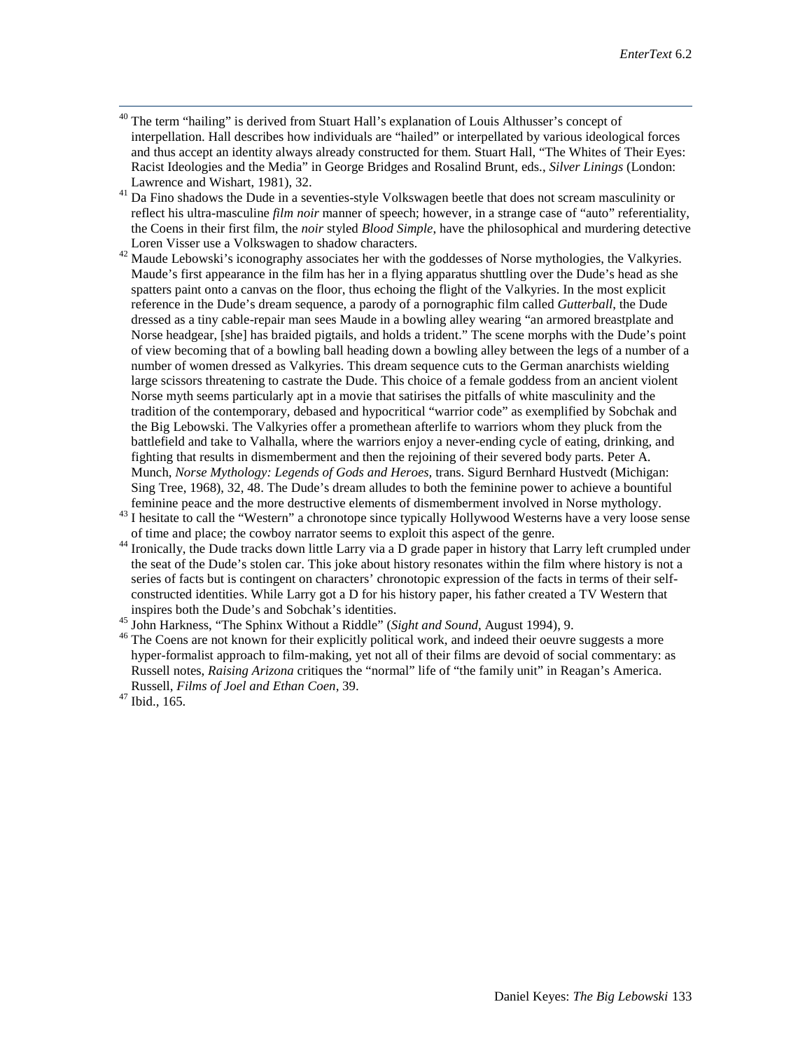[40] The term "hailing" is derived from Stuart Hall's explanation of Louis Althusser's concept of interpellation. Hall describes how individuals are "hailed" or interpellated by various ideological forces and thus accept an identity always already constructed for them. Stuart Hall, "The Whites of Their Eyes: Racist Ideologies and the Media" in George Bridges and Rosalind Brunt, eds., *Silver Linings* (London: Lawrence and Wishart, 1981), 32.

[41] Da Fino shadows the Dude in a seventies-style Volkswagen beetle that does not scream masculinity or reflect his ultra-masculine *film noir* manner of speech; however, in a strange case of "auto" referentiality, the Coens in their first film, the *noir* styled *Blood Simple*, have the philosophical and murdering detective Loren Visser use a Volkswagen to shadow characters.

[42] Maude Lebowski's iconography associates her with the goddesses of Norse mythologies, the Valkyries. Maude's first appearance in the film has her in a flying apparatus shuttling over the Dude's head as she spatters paint onto a canvas on the floor, thus echoing the flight of the Valkyries. In the most explicit reference in the Dude's dream sequence, a parody of a pornographic film called *Gutterball*, the Dude dressed as a tiny cable-repair man sees Maude in a bowling alley wearing "an armored breastplate and Norse headgear, [she] has braided pigtails, and holds a trident." The scene morphs with the Dude's point of view becoming that of a bowling ball heading down a bowling alley between the legs of a number of a number of women dressed as Valkyries. This dream sequence cuts to the German anarchists wielding large scissors threatening to castrate the Dude. This choice of a female goddess from an ancient violent Norse myth seems particularly apt in a movie that satirises the pitfalls of white masculinity and the tradition of the contemporary, debased and hypocritical "warrior code" as exemplified by Sobchak and the Big Lebowski. The Valkyries offer a promethean afterlife to warriors whom they pluck from the battlefield and take to Valhalla, where the warriors enjoy a never-ending cycle of eating, drinking, and fighting that results in dismemberment and then the rejoining of their severed body parts. Peter A. Munch, *Norse Mythology: Legends of Gods and Heroes,* trans. Sigurd Bernhard Hustvedt (Michigan: Sing Tree, 1968), 32, 48. The Dude's dream alludes to both the feminine power to achieve a bountiful feminine peace and the more destructive elements of dismemberment involved in Norse mythology.

[43] I hesitate to call the "Western" a chronotope since typically Hollywood Westerns have a very loose sense of time and place; the cowboy narrator seems to exploit this aspect of the genre.

[44] Ironically, the Dude tracks down little Larry via a D grade paper in history that Larry left crumpled under the seat of the Dude's stolen car. This joke about history resonates within the film where history is not a series of facts but is contingent on characters' chronotopic expression of the facts in terms of their self-constructed identities. While Larry got a D for his history paper, his father created a TV Western that inspires both the Dude's and Sobchak's identities.

[45] John Harkness, "The Sphinx Without a Riddle" (*Sight and Sound*, August 1994), 9.

[46] The Coens are not known for their explicitly political work, and indeed their oeuvre suggests a more hyper-formalist approach to film-making, yet not all of their films are devoid of social commentary: as Russell notes, *Raising Arizona* critiques the "normal" life of "the family unit" in Reagan's America. Russell, *Films of Joel and Ethan Coen*, 39.

[47] Ibid., 165.